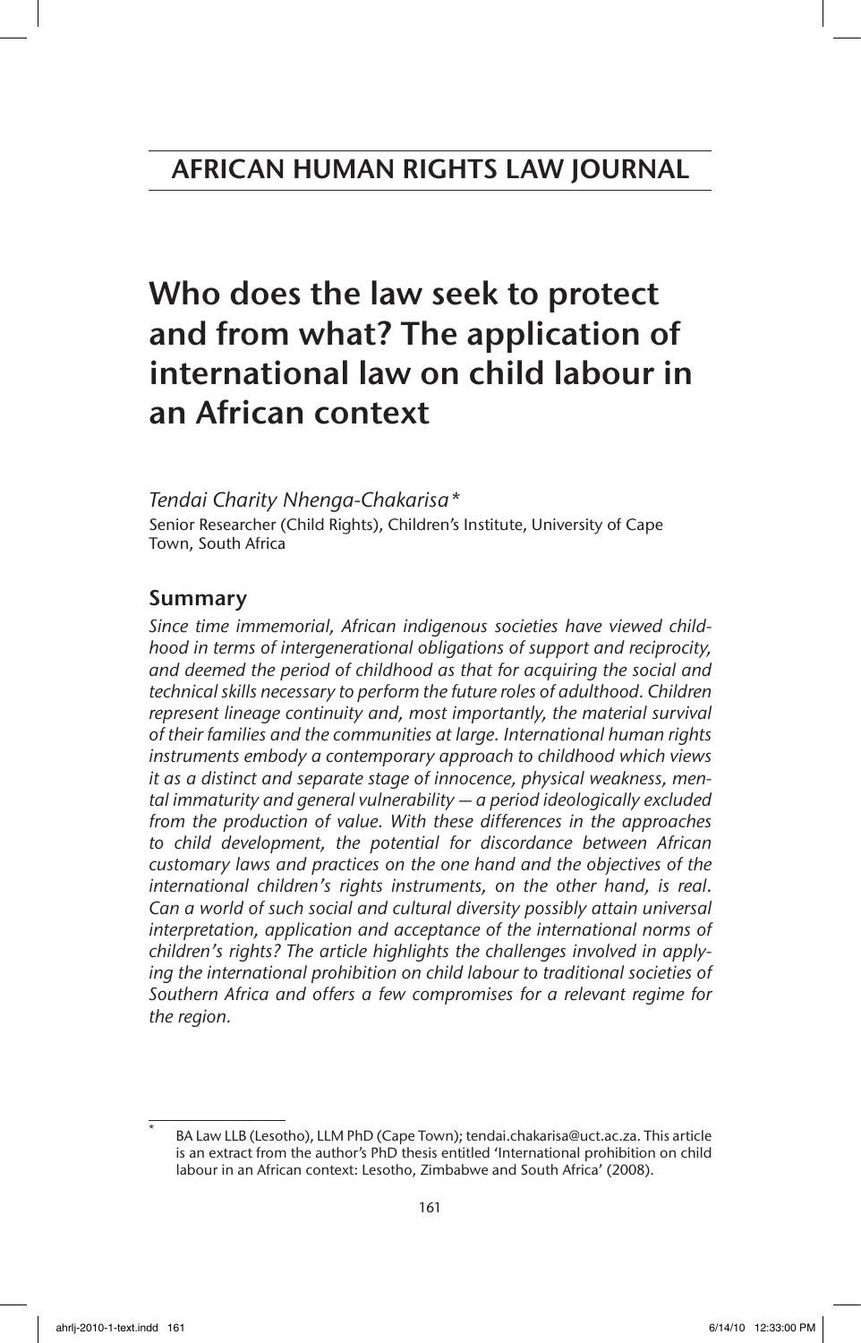# AFRICAN HUMAN RIGHTS LAW JOURNAL

# Who does the law seek to protect and from what? The application of international law on child labour in an African context

*Tendai Charity Nhenga-Chakarisa\**

Senior Researcher (Child Rights), Children's Institute, University of Cape Town, South Africa

## Summary

*Since time immemorial, African indigenous societies have viewed childhood in terms of intergenerational obligations of support and reciprocity, and deemed the period of childhood as that for acquiring the social and technical skills necessary to perform the future roles of adulthood. Children represent lineage continuity and, most importantly, the material survival of their families and the communities at large. International human rights instruments embody a contemporary approach to childhood which views it as a distinct and separate stage of innocence, physical weakness, mental immaturity and general vulnerability — a period ideologically excluded from the production of value. With these differences in the approaches to child development, the potential for discordance between African customary laws and practices on the one hand and the objectives of the international children's rights instruments, on the other hand, is real. Can a world of such social and cultural diversity possibly attain universal interpretation, application and acceptance of the international norms of children's rights? The article highlights the challenges involved in applying the international prohibition on child labour to traditional societies of Southern Africa and offers a few compromises for a relevant regime for the region.*

---

\* BA Law LLB (Lesotho), LLM PhD (Cape Town); tendai.chakarisa@uct.ac.za. This article is an extract from the author's PhD thesis entitled 'International prohibition on child labour in an African context: Lesotho, Zimbabwe and South Africa' (2008).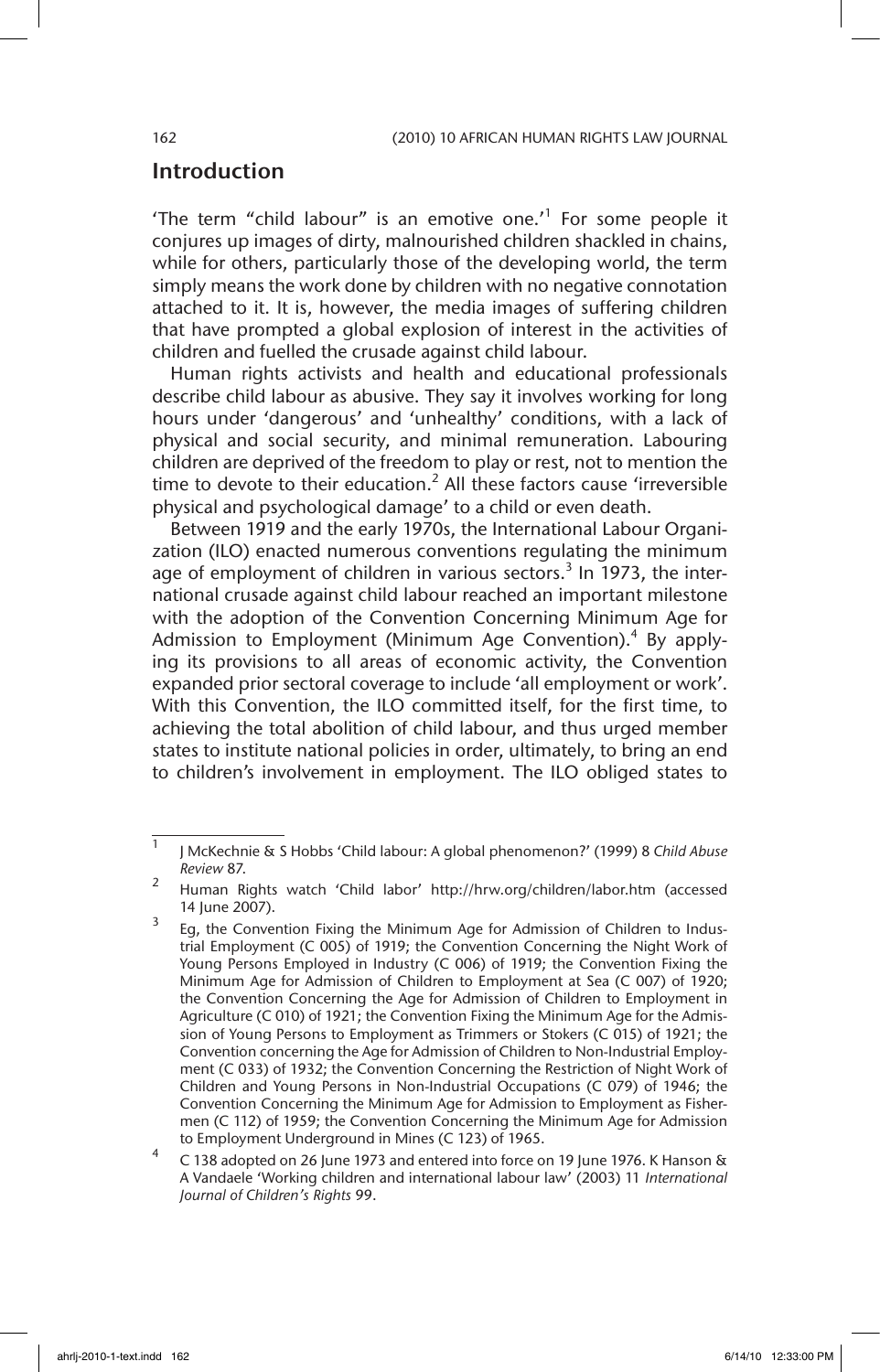## Introduction

'The term "child labour" is an emotive one.'[1] For some people it conjures up images of dirty, malnourished children shackled in chains, while for others, particularly those of the developing world, the term simply means the work done by children with no negative connotation attached to it. It is, however, the media images of suffering children that have prompted a global explosion of interest in the activities of children and fuelled the crusade against child labour.

Human rights activists and health and educational professionals describe child labour as abusive. They say it involves working for long hours under 'dangerous' and 'unhealthy' conditions, with a lack of physical and social security, and minimal remuneration. Labouring children are deprived of the freedom to play or rest, not to mention the time to devote to their education.[2] All these factors cause 'irreversible physical and psychological damage' to a child or even death.

Between 1919 and the early 1970s, the International Labour Organization (ILO) enacted numerous conventions regulating the minimum age of employment of children in various sectors.[3] In 1973, the international crusade against child labour reached an important milestone with the adoption of the Convention Concerning Minimum Age for Admission to Employment (Minimum Age Convention).[4] By applying its provisions to all areas of economic activity, the Convention expanded prior sectoral coverage to include 'all employment or work'. With this Convention, the ILO committed itself, for the first time, to achieving the total abolition of child labour, and thus urged member states to institute national policies in order, ultimately, to bring an end to children's involvement in employment. The ILO obliged states to

---

1 J McKechnie & S Hobbs 'Child labour: A global phenomenon?' (1999) 8 *Child Abuse Review* 87.

2 Human Rights watch 'Child labor' http://hrw.org/children/labor.htm (accessed 14 June 2007).

3 Eg, the Convention Fixing the Minimum Age for Admission of Children to Industrial Employment (C 005) of 1919; the Convention Concerning the Night Work of Young Persons Employed in Industry (C 006) of 1919; the Convention Fixing the Minimum Age for Admission of Children to Employment at Sea (C 007) of 1920; the Convention Concerning the Age for Admission of Children to Employment in Agriculture (C 010) of 1921; the Convention Fixing the Minimum Age for the Admission of Young Persons to Employment as Trimmers or Stokers (C 015) of 1921; the Convention concerning the Age for Admission of Children to Non-Industrial Employment (C 033) of 1932; the Convention Concerning the Restriction of Night Work of Children and Young Persons in Non-Industrial Occupations (C 079) of 1946; the Convention Concerning the Minimum Age for Admission to Employment as Fishermen (C 112) of 1959; the Convention Concerning the Minimum Age for Admission to Employment Underground in Mines (C 123) of 1965.

4 C 138 adopted on 26 June 1973 and entered into force on 19 June 1976. K Hanson & A Vandaele 'Working children and international labour law' (2003) 11 *International Journal of Children's Rights* 99.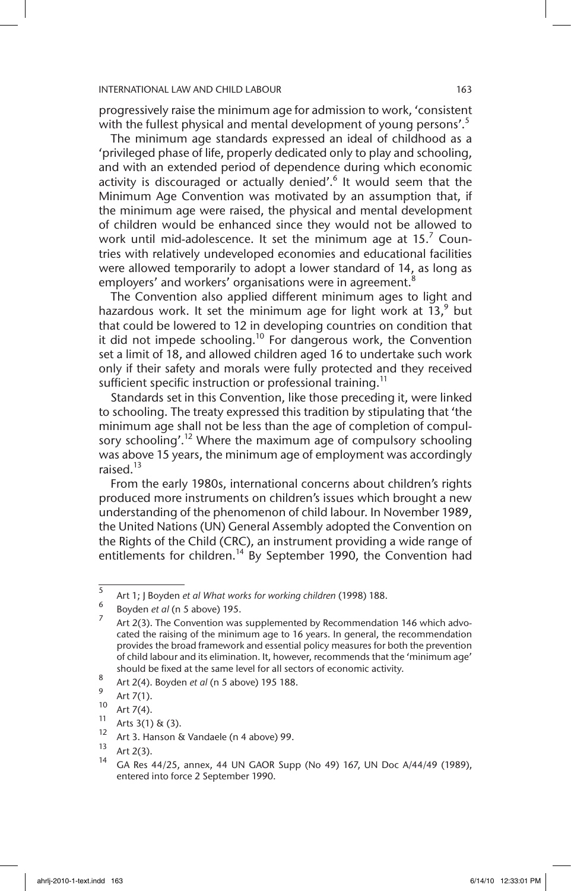progressively raise the minimum age for admission to work, 'consistent with the fullest physical and mental development of young persons'.[5]

The minimum age standards expressed an ideal of childhood as a 'privileged phase of life, properly dedicated only to play and schooling, and with an extended period of dependence during which economic activity is discouraged or actually denied'.[6] It would seem that the Minimum Age Convention was motivated by an assumption that, if the minimum age were raised, the physical and mental development of children would be enhanced since they would not be allowed to work until mid-adolescence. It set the minimum age at 15.[7] Countries with relatively undeveloped economies and educational facilities were allowed temporarily to adopt a lower standard of 14, as long as employers' and workers' organisations were in agreement.[8]

The Convention also applied different minimum ages to light and hazardous work. It set the minimum age for light work at 13,[9] but that could be lowered to 12 in developing countries on condition that it did not impede schooling.[10] For dangerous work, the Convention set a limit of 18, and allowed children aged 16 to undertake such work only if their safety and morals were fully protected and they received sufficient specific instruction or professional training.[11]

Standards set in this Convention, like those preceding it, were linked to schooling. The treaty expressed this tradition by stipulating that 'the minimum age shall not be less than the age of completion of compulsory schooling'.[12] Where the maximum age of compulsory schooling was above 15 years, the minimum age of employment was accordingly raised.[13]

From the early 1980s, international concerns about children's rights produced more instruments on children's issues which brought a new understanding of the phenomenon of child labour. In November 1989, the United Nations (UN) General Assembly adopted the Convention on the Rights of the Child (CRC), an instrument providing a wide range of entitlements for children.[14] By September 1990, the Convention had

---

[5] Art 1; J Boyden *et al What works for working children* (1998) 188.

[6] Boyden *et al* (n 5 above) 195.

[7] Art 2(3). The Convention was supplemented by Recommendation 146 which advocated the raising of the minimum age to 16 years. In general, the recommendation provides the broad framework and essential policy measures for both the prevention of child labour and its elimination. It, however, recommends that the 'minimum age' should be fixed at the same level for all sectors of economic activity.

[8] Art 2(4). Boyden *et al* (n 5 above) 195 188.

[9] Art 7(1).

[10] Art 7(4).

[11] Arts 3(1) & (3).

[12] Art 3. Hanson & Vandaele (n 4 above) 99.

[13] Art 2(3).

[14] GA Res 44/25, annex, 44 UN GAOR Supp (No 49) 167, UN Doc A/44/49 (1989), entered into force 2 September 1990.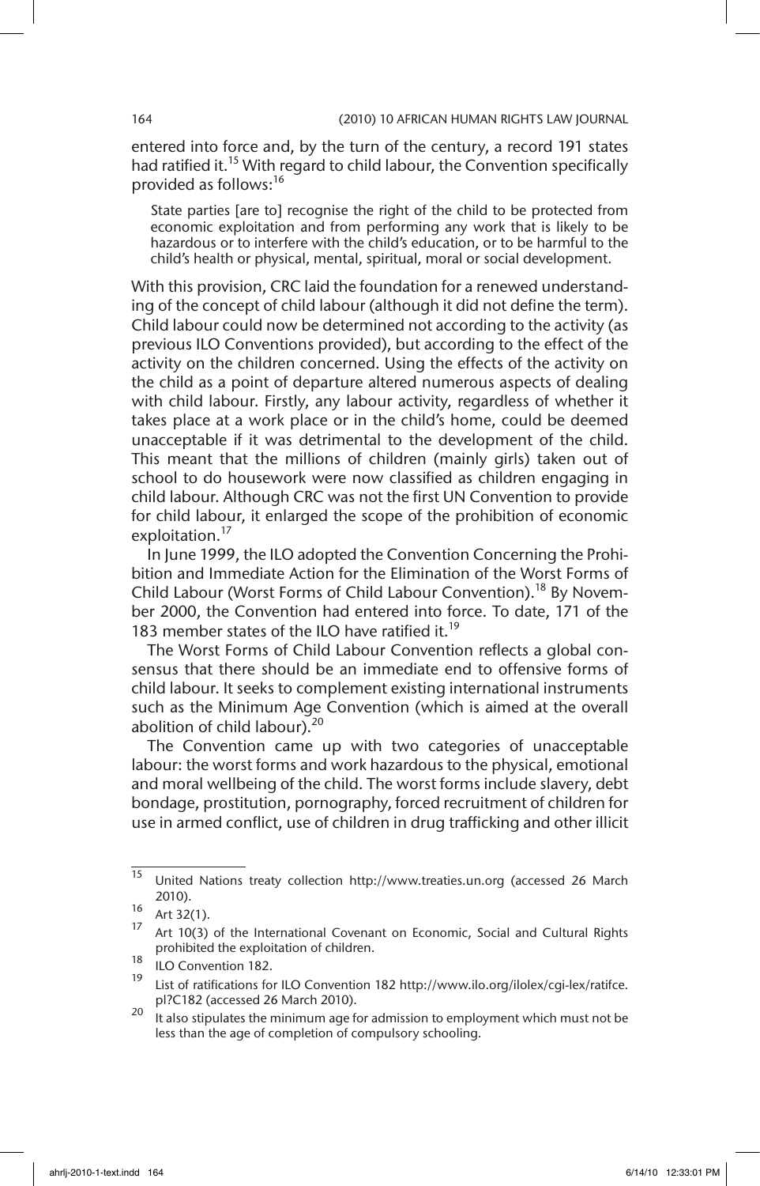entered into force and, by the turn of the century, a record 191 states had ratified it.[15] With regard to child labour, the Convention specifically provided as follows:[16]

> State parties [are to] recognise the right of the child to be protected from economic exploitation and from performing any work that is likely to be hazardous or to interfere with the child's education, or to be harmful to the child's health or physical, mental, spiritual, moral or social development.

With this provision, CRC laid the foundation for a renewed understanding of the concept of child labour (although it did not define the term). Child labour could now be determined not according to the activity (as previous ILO Conventions provided), but according to the effect of the activity on the children concerned. Using the effects of the activity on the child as a point of departure altered numerous aspects of dealing with child labour. Firstly, any labour activity, regardless of whether it takes place at a work place or in the child's home, could be deemed unacceptable if it was detrimental to the development of the child. This meant that the millions of children (mainly girls) taken out of school to do housework were now classified as children engaging in child labour. Although CRC was not the first UN Convention to provide for child labour, it enlarged the scope of the prohibition of economic exploitation.[17]

In June 1999, the ILO adopted the Convention Concerning the Prohibition and Immediate Action for the Elimination of the Worst Forms of Child Labour (Worst Forms of Child Labour Convention).[18] By November 2000, the Convention had entered into force. To date, 171 of the 183 member states of the ILO have ratified it.[19]

The Worst Forms of Child Labour Convention reflects a global consensus that there should be an immediate end to offensive forms of child labour. It seeks to complement existing international instruments such as the Minimum Age Convention (which is aimed at the overall abolition of child labour).[20]

The Convention came up with two categories of unacceptable labour: the worst forms and work hazardous to the physical, emotional and moral wellbeing of the child. The worst forms include slavery, debt bondage, prostitution, pornography, forced recruitment of children for use in armed conflict, use of children in drug trafficking and other illicit

---

15 United Nations treaty collection http://www.treaties.un.org (accessed 26 March 2010).

16 Art 32(1).

17 Art 10(3) of the International Covenant on Economic, Social and Cultural Rights prohibited the exploitation of children.

18 ILO Convention 182.

19 List of ratifications for ILO Convention 182 http://www.ilo.org/ilolex/cgi-lex/ratifce.pl?C182 (accessed 26 March 2010).

20 It also stipulates the minimum age for admission to employment which must not be less than the age of completion of compulsory schooling.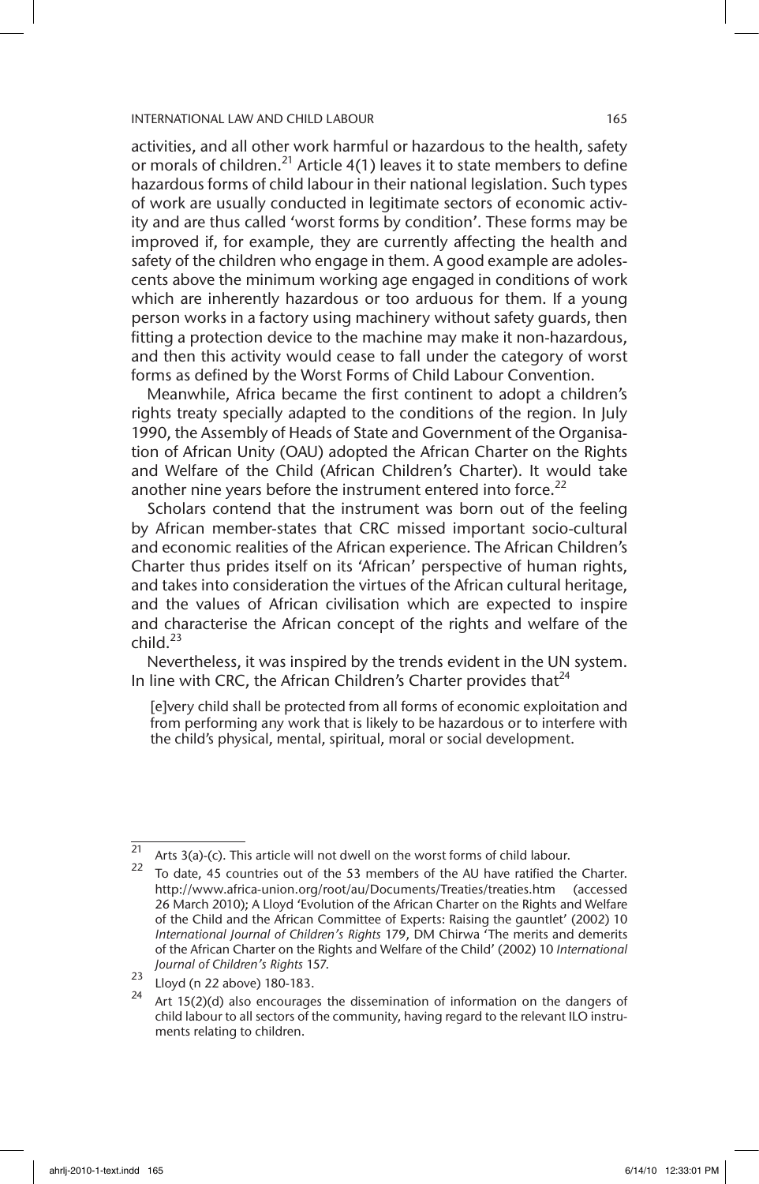activities, and all other work harmful or hazardous to the health, safety or morals of children.[21] Article 4(1) leaves it to state members to define hazardous forms of child labour in their national legislation. Such types of work are usually conducted in legitimate sectors of economic activity and are thus called 'worst forms by condition'. These forms may be improved if, for example, they are currently affecting the health and safety of the children who engage in them. A good example are adolescents above the minimum working age engaged in conditions of work which are inherently hazardous or too arduous for them. If a young person works in a factory using machinery without safety guards, then fitting a protection device to the machine may make it non-hazardous, and then this activity would cease to fall under the category of worst forms as defined by the Worst Forms of Child Labour Convention.

Meanwhile, Africa became the first continent to adopt a children's rights treaty specially adapted to the conditions of the region. In July 1990, the Assembly of Heads of State and Government of the Organisation of African Unity (OAU) adopted the African Charter on the Rights and Welfare of the Child (African Children's Charter). It would take another nine years before the instrument entered into force.[22]

Scholars contend that the instrument was born out of the feeling by African member-states that CRC missed important socio-cultural and economic realities of the African experience. The African Children's Charter thus prides itself on its 'African' perspective of human rights, and takes into consideration the virtues of the African cultural heritage, and the values of African civilisation which are expected to inspire and characterise the African concept of the rights and welfare of the child.[23]

Nevertheless, it was inspired by the trends evident in the UN system. In line with CRC, the African Children's Charter provides that[24]

> [e]very child shall be protected from all forms of economic exploitation and from performing any work that is likely to be hazardous or to interfere with the child's physical, mental, spiritual, moral or social development.

---

[21] Arts 3(a)-(c). This article will not dwell on the worst forms of child labour.

[22] To date, 45 countries out of the 53 members of the AU have ratified the Charter. http://www.africa-union.org/root/au/Documents/Treaties/treaties.htm (accessed 26 March 2010); A Lloyd 'Evolution of the African Charter on the Rights and Welfare of the Child and the African Committee of Experts: Raising the gauntlet' (2002) 10 *International Journal of Children's Rights* 179, DM Chirwa 'The merits and demerits of the African Charter on the Rights and Welfare of the Child' (2002) 10 *International Journal of Children's Rights* 157.

[23] Lloyd (n 22 above) 180-183.

[24] Art 15(2)(d) also encourages the dissemination of information on the dangers of child labour to all sectors of the community, having regard to the relevant ILO instruments relating to children.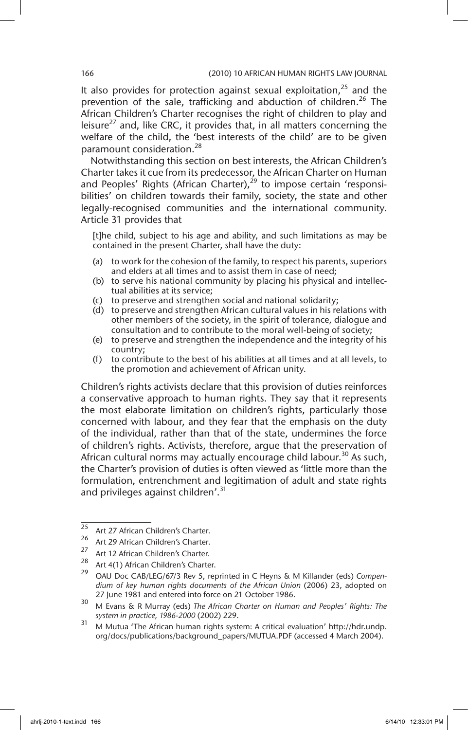It also provides for protection against sexual exploitation,[25] and the prevention of the sale, trafficking and abduction of children.[26] The African Children's Charter recognises the right of children to play and leisure[27] and, like CRC, it provides that, in all matters concerning the welfare of the child, the 'best interests of the child' are to be given paramount consideration.[28]

Notwithstanding this section on best interests, the African Children's Charter takes it cue from its predecessor, the African Charter on Human and Peoples' Rights (African Charter),[29] to impose certain 'responsibilities' on children towards their family, society, the state and other legally-recognised communities and the international community. Article 31 provides that

> [t]he child, subject to his age and ability, and such limitations as may be contained in the present Charter, shall have the duty:
>
> (a) to work for the cohesion of the family, to respect his parents, superiors and elders at all times and to assist them in case of need;
> (b) to serve his national community by placing his physical and intellectual abilities at its service;
> (c) to preserve and strengthen social and national solidarity;
> (d) to preserve and strengthen African cultural values in his relations with other members of the society, in the spirit of tolerance, dialogue and consultation and to contribute to the moral well-being of society;
> (e) to preserve and strengthen the independence and the integrity of his country;
> (f) to contribute to the best of his abilities at all times and at all levels, to the promotion and achievement of African unity.

Children's rights activists declare that this provision of duties reinforces a conservative approach to human rights. They say that it represents the most elaborate limitation on children's rights, particularly those concerned with labour, and they fear that the emphasis on the duty of the individual, rather than that of the state, undermines the force of children's rights. Activists, therefore, argue that the preservation of African cultural norms may actually encourage child labour.[30] As such, the Charter's provision of duties is often viewed as 'little more than the formulation, entrenchment and legitimation of adult and state rights and privileges against children'.[31]

---

[25] Art 27 African Children's Charter.

[26] Art 29 African Children's Charter.

[27] Art 12 African Children's Charter.

[28] Art 4(1) African Children's Charter.

[29] OAU Doc CAB/LEG/67/3 Rev 5, reprinted in C Heyns & M Killander (eds) *Compendium of key human rights documents of the African Union* (2006) 23, adopted on 27 June 1981 and entered into force on 21 October 1986.

[30] M Evans & R Murray (eds) *The African Charter on Human and Peoples' Rights: The system in practice, 1986-2000* (2002) 229.

[31] M Mutua 'The African human rights system: A critical evaluation' http://hdr.undp.org/docs/publications/background_papers/MUTUA.PDF (accessed 4 March 2004).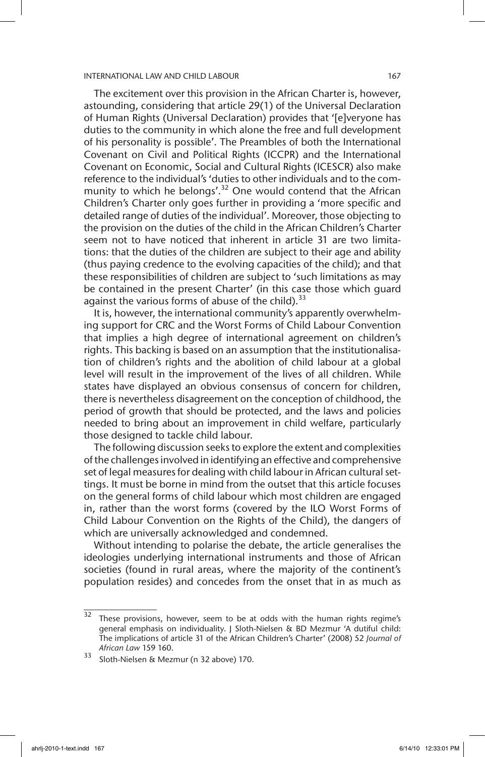The excitement over this provision in the African Charter is, however, astounding, considering that article 29(1) of the Universal Declaration of Human Rights (Universal Declaration) provides that '[e]veryone has duties to the community in which alone the free and full development of his personality is possible'. The Preambles of both the International Covenant on Civil and Political Rights (ICCPR) and the International Covenant on Economic, Social and Cultural Rights (ICESCR) also make reference to the individual's 'duties to other individuals and to the community to which he belongs'.[32] One would contend that the African Children's Charter only goes further in providing a 'more specific and detailed range of duties of the individual'. Moreover, those objecting to the provision on the duties of the child in the African Children's Charter seem not to have noticed that inherent in article 31 are two limitations: that the duties of the children are subject to their age and ability (thus paying credence to the evolving capacities of the child); and that these responsibilities of children are subject to 'such limitations as may be contained in the present Charter' (in this case those which guard against the various forms of abuse of the child).[33]

It is, however, the international community's apparently overwhelming support for CRC and the Worst Forms of Child Labour Convention that implies a high degree of international agreement on children's rights. This backing is based on an assumption that the institutionalisation of children's rights and the abolition of child labour at a global level will result in the improvement of the lives of all children. While states have displayed an obvious consensus of concern for children, there is nevertheless disagreement on the conception of childhood, the period of growth that should be protected, and the laws and policies needed to bring about an improvement in child welfare, particularly those designed to tackle child labour.

The following discussion seeks to explore the extent and complexities of the challenges involved in identifying an effective and comprehensive set of legal measures for dealing with child labour in African cultural settings. It must be borne in mind from the outset that this article focuses on the general forms of child labour which most children are engaged in, rather than the worst forms (covered by the ILO Worst Forms of Child Labour Convention on the Rights of the Child), the dangers of which are universally acknowledged and condemned.

Without intending to polarise the debate, the article generalises the ideologies underlying international instruments and those of African societies (found in rural areas, where the majority of the continent's population resides) and concedes from the onset that in as much as

---

32 These provisions, however, seem to be at odds with the human rights regime's general emphasis on individuality. J Sloth-Nielsen & BD Mezmur 'A dutiful child: The implications of article 31 of the African Children's Charter' (2008) 52 *Journal of African Law* 159 160.

33 Sloth-Nielsen & Mezmur (n 32 above) 170.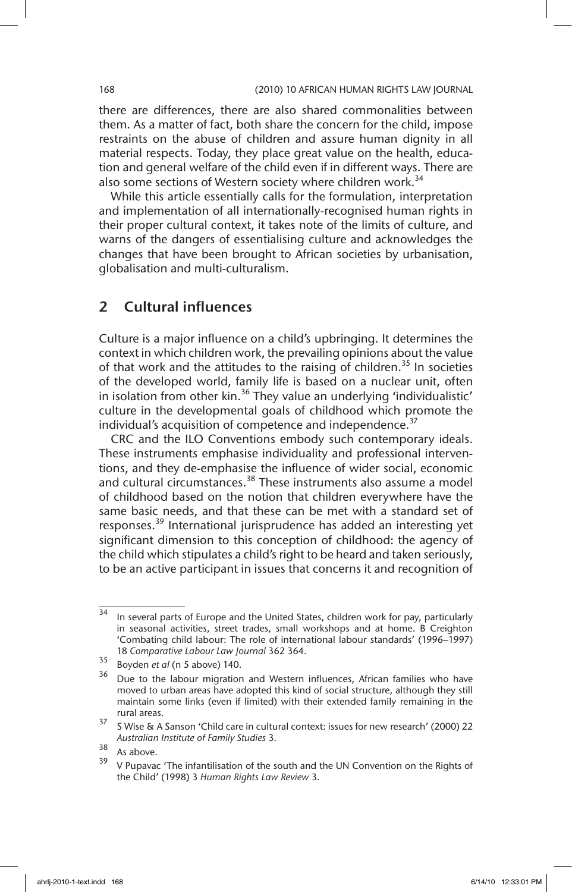there are differences, there are also shared commonalities between them. As a matter of fact, both share the concern for the child, impose restraints on the abuse of children and assure human dignity in all material respects. Today, they place great value on the health, education and general welfare of the child even if in different ways. There are also some sections of Western society where children work.[34]

While this article essentially calls for the formulation, interpretation and implementation of all internationally-recognised human rights in their proper cultural context, it takes note of the limits of culture, and warns of the dangers of essentialising culture and acknowledges the changes that have been brought to African societies by urbanisation, globalisation and multi-culturalism.

## 2 Cultural influences

Culture is a major influence on a child's upbringing. It determines the context in which children work, the prevailing opinions about the value of that work and the attitudes to the raising of children.[35] In societies of the developed world, family life is based on a nuclear unit, often in isolation from other kin.[36] They value an underlying 'individualistic' culture in the developmental goals of childhood which promote the individual's acquisition of competence and independence.[37]

CRC and the ILO Conventions embody such contemporary ideals. These instruments emphasise individuality and professional interventions, and they de-emphasise the influence of wider social, economic and cultural circumstances.[38] These instruments also assume a model of childhood based on the notion that children everywhere have the same basic needs, and that these can be met with a standard set of responses.[39] International jurisprudence has added an interesting yet significant dimension to this conception of childhood: the agency of the child which stipulates a child's right to be heard and taken seriously, to be an active participant in issues that concerns it and recognition of

---

[34] In several parts of Europe and the United States, children work for pay, particularly in seasonal activities, street trades, small workshops and at home. B Creighton 'Combating child labour: The role of international labour standards' (1996–1997) 18 *Comparative Labour Law Journal* 362 364.

[35] Boyden *et al* (n 5 above) 140.

[36] Due to the labour migration and Western influences, African families who have moved to urban areas have adopted this kind of social structure, although they still maintain some links (even if limited) with their extended family remaining in the rural areas.

[37] S Wise & A Sanson 'Child care in cultural context: issues for new research' (2000) 22 *Australian Institute of Family Studies* 3.

[38] As above.

[39] V Pupavac 'The infantilisation of the south and the UN Convention on the Rights of the Child' (1998) 3 *Human Rights Law Review* 3.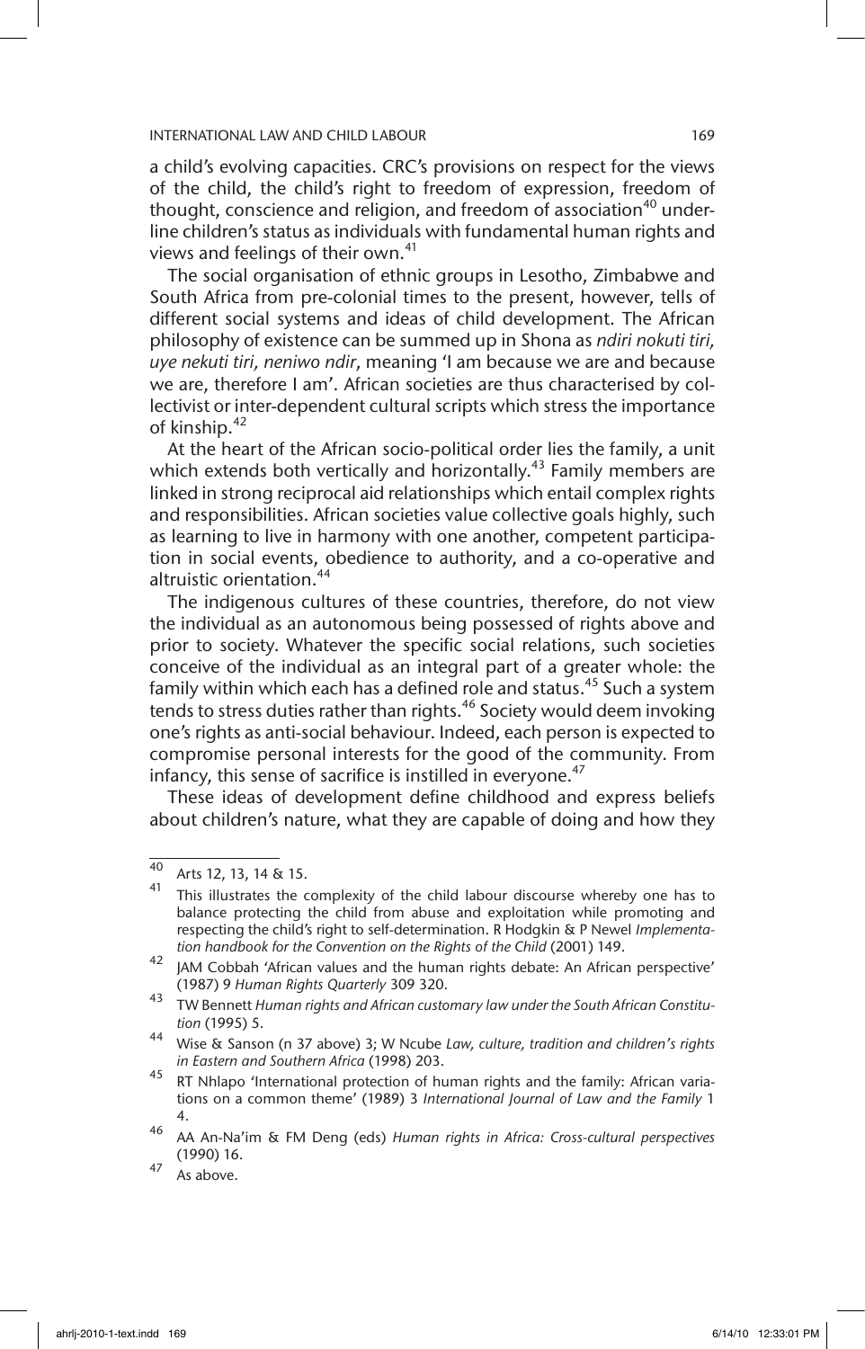a child's evolving capacities. CRC's provisions on respect for the views of the child, the child's right to freedom of expression, freedom of thought, conscience and religion, and freedom of association[40] underline children's status as individuals with fundamental human rights and views and feelings of their own.[41]

The social organisation of ethnic groups in Lesotho, Zimbabwe and South Africa from pre-colonial times to the present, however, tells of different social systems and ideas of child development. The African philosophy of existence can be summed up in Shona as *ndiri nokuti tiri, uye nekuti tiri, neniwo ndir*, meaning 'I am because we are and because we are, therefore I am'. African societies are thus characterised by collectivist or inter-dependent cultural scripts which stress the importance of kinship.[42]

At the heart of the African socio-political order lies the family, a unit which extends both vertically and horizontally.[43] Family members are linked in strong reciprocal aid relationships which entail complex rights and responsibilities. African societies value collective goals highly, such as learning to live in harmony with one another, competent participation in social events, obedience to authority, and a co-operative and altruistic orientation.[44]

The indigenous cultures of these countries, therefore, do not view the individual as an autonomous being possessed of rights above and prior to society. Whatever the specific social relations, such societies conceive of the individual as an integral part of a greater whole: the family within which each has a defined role and status.[45] Such a system tends to stress duties rather than rights.[46] Society would deem invoking one's rights as anti-social behaviour. Indeed, each person is expected to compromise personal interests for the good of the community. From infancy, this sense of sacrifice is instilled in everyone.[47]

These ideas of development define childhood and express beliefs about children's nature, what they are capable of doing and how they

---

[40] Arts 12, 13, 14 & 15.

[41] This illustrates the complexity of the child labour discourse whereby one has to balance protecting the child from abuse and exploitation while promoting and respecting the child's right to self-determination. R Hodgkin & P Newel *Implementation handbook for the Convention on the Rights of the Child* (2001) 149.

[42] JAM Cobbah 'African values and the human rights debate: An African perspective' (1987) 9 *Human Rights Quarterly* 309 320.

[43] TW Bennett *Human rights and African customary law under the South African Constitution* (1995) 5.

[44] Wise & Sanson (n 37 above) 3; W Ncube *Law, culture, tradition and children's rights in Eastern and Southern Africa* (1998) 203.

[45] RT Nhlapo 'International protection of human rights and the family: African variations on a common theme' (1989) 3 *International Journal of Law and the Family* 1 4.

[46] AA An-Na'im & FM Deng (eds) *Human rights in Africa: Cross-cultural perspectives* (1990) 16.

[47] As above.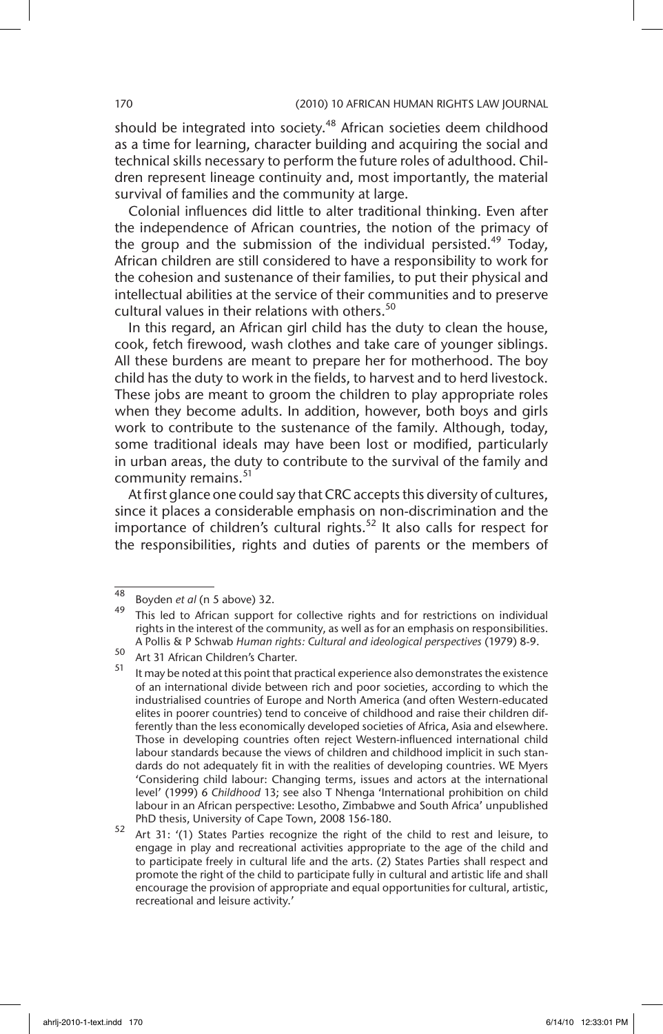should be integrated into society.[48] African societies deem childhood as a time for learning, character building and acquiring the social and technical skills necessary to perform the future roles of adulthood. Children represent lineage continuity and, most importantly, the material survival of families and the community at large.

Colonial influences did little to alter traditional thinking. Even after the independence of African countries, the notion of the primacy of the group and the submission of the individual persisted.[49] Today, African children are still considered to have a responsibility to work for the cohesion and sustenance of their families, to put their physical and intellectual abilities at the service of their communities and to preserve cultural values in their relations with others.[50]

In this regard, an African girl child has the duty to clean the house, cook, fetch firewood, wash clothes and take care of younger siblings. All these burdens are meant to prepare her for motherhood. The boy child has the duty to work in the fields, to harvest and to herd livestock. These jobs are meant to groom the children to play appropriate roles when they become adults. In addition, however, both boys and girls work to contribute to the sustenance of the family. Although, today, some traditional ideals may have been lost or modified, particularly in urban areas, the duty to contribute to the survival of the family and community remains.[51]

At first glance one could say that CRC accepts this diversity of cultures, since it places a considerable emphasis on non-discrimination and the importance of children's cultural rights.[52] It also calls for respect for the responsibilities, rights and duties of parents or the members of

---

[48] Boyden *et al* (n 5 above) 32.

[49] This led to African support for collective rights and for restrictions on individual rights in the interest of the community, as well as for an emphasis on responsibilities. A Pollis & P Schwab *Human rights: Cultural and ideological perspectives* (1979) 8-9.

[50] Art 31 African Children's Charter.

[51] It may be noted at this point that practical experience also demonstrates the existence of an international divide between rich and poor societies, according to which the industrialised countries of Europe and North America (and often Western-educated elites in poorer countries) tend to conceive of childhood and raise their children differently than the less economically developed societies of Africa, Asia and elsewhere. Those in developing countries often reject Western-influenced international child labour standards because the views of children and childhood implicit in such standards do not adequately fit in with the realities of developing countries. WE Myers 'Considering child labour: Changing terms, issues and actors at the international level' (1999) 6 *Childhood* 13; see also T Nhenga 'International prohibition on child labour in an African perspective: Lesotho, Zimbabwe and South Africa' unpublished PhD thesis, University of Cape Town, 2008 156-180.

[52] Art 31: '(1) States Parties recognize the right of the child to rest and leisure, to engage in play and recreational activities appropriate to the age of the child and to participate freely in cultural life and the arts. (2) States Parties shall respect and promote the right of the child to participate fully in cultural and artistic life and shall encourage the provision of appropriate and equal opportunities for cultural, artistic, recreational and leisure activity.'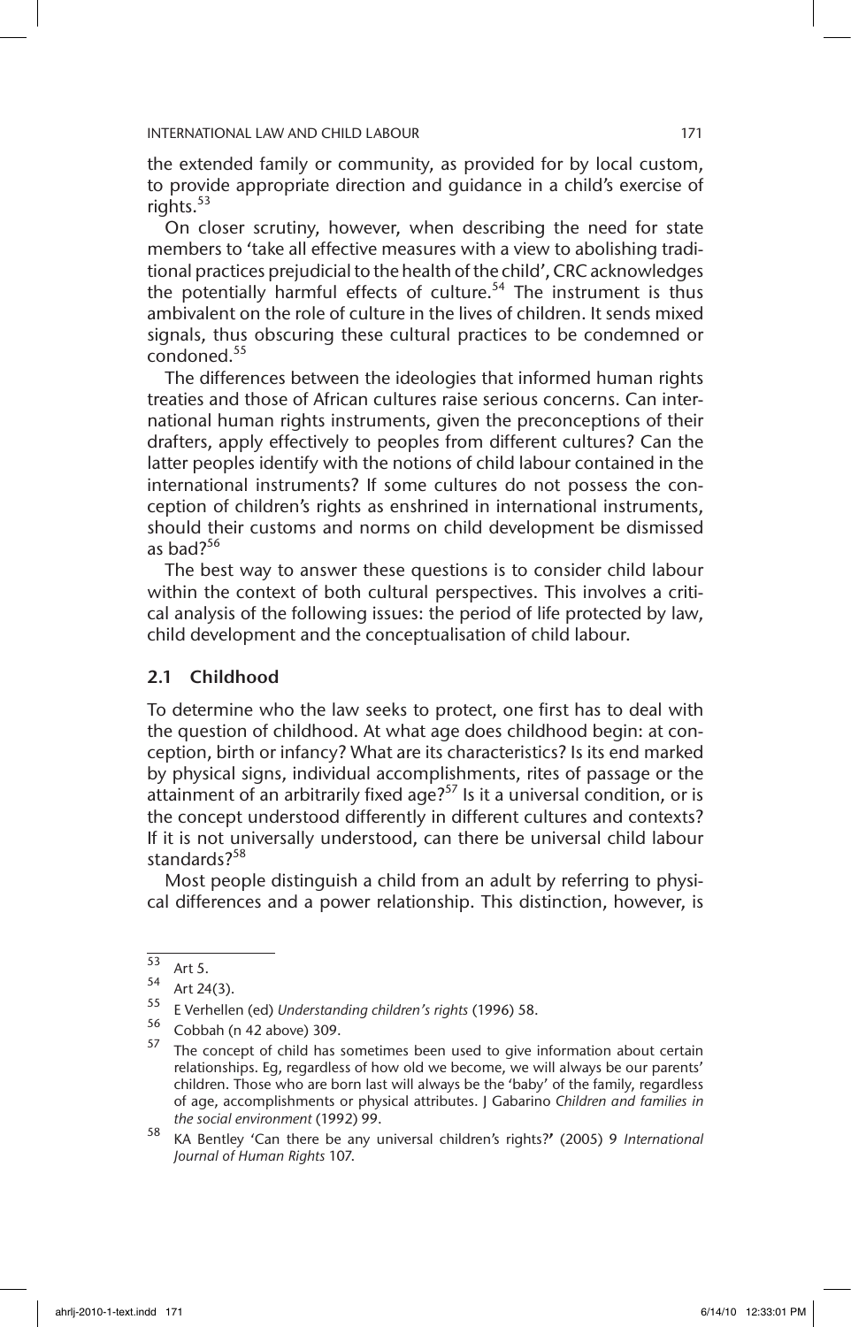the extended family or community, as provided for by local custom, to provide appropriate direction and guidance in a child's exercise of rights.[53]

On closer scrutiny, however, when describing the need for state members to 'take all effective measures with a view to abolishing traditional practices prejudicial to the health of the child', CRC acknowledges the potentially harmful effects of culture.[54] The instrument is thus ambivalent on the role of culture in the lives of children. It sends mixed signals, thus obscuring these cultural practices to be condemned or condoned.[55]

The differences between the ideologies that informed human rights treaties and those of African cultures raise serious concerns. Can international human rights instruments, given the preconceptions of their drafters, apply effectively to peoples from different cultures? Can the latter peoples identify with the notions of child labour contained in the international instruments? If some cultures do not possess the conception of children's rights as enshrined in international instruments, should their customs and norms on child development be dismissed as bad?[56]

The best way to answer these questions is to consider child labour within the context of both cultural perspectives. This involves a critical analysis of the following issues: the period of life protected by law, child development and the conceptualisation of child labour.

### 2.1 Childhood

To determine who the law seeks to protect, one first has to deal with the question of childhood. At what age does childhood begin: at conception, birth or infancy? What are its characteristics? Is its end marked by physical signs, individual accomplishments, rites of passage or the attainment of an arbitrarily fixed age?[57] Is it a universal condition, or is the concept understood differently in different cultures and contexts? If it is not universally understood, can there be universal child labour standards?[58]

Most people distinguish a child from an adult by referring to physical differences and a power relationship. This distinction, however, is

---

[53] Art 5.

[54] Art 24(3).

[55] E Verhellen (ed) *Understanding children's rights* (1996) 58.

[56] Cobbah (n 42 above) 309.

[57] The concept of child has sometimes been used to give information about certain relationships. Eg, regardless of how old we become, we will always be our parents' children. Those who are born last will always be the 'baby' of the family, regardless of age, accomplishments or physical attributes. J Gabarino *Children and families in the social environment* (1992) 99.

[58] KA Bentley 'Can there be any universal children's rights?' (2005) 9 *International Journal of Human Rights* 107.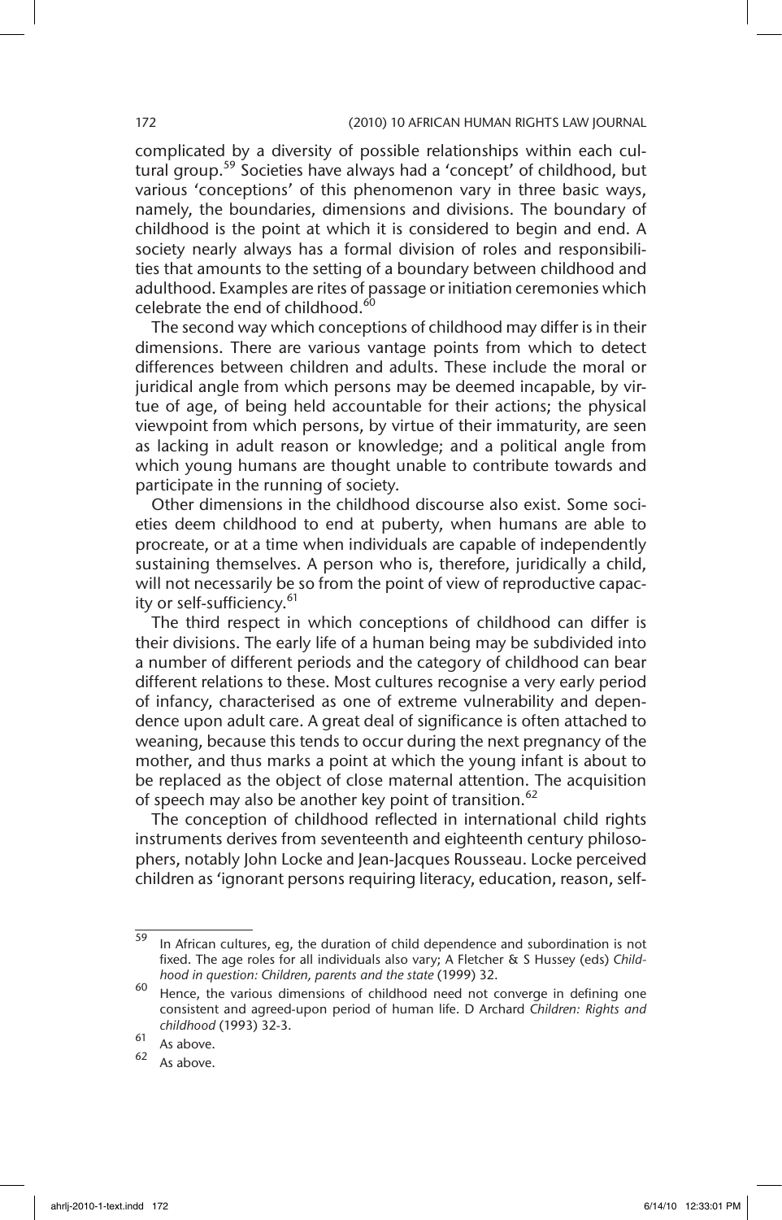complicated by a diversity of possible relationships within each cultural group.[59] Societies have always had a 'concept' of childhood, but various 'conceptions' of this phenomenon vary in three basic ways, namely, the boundaries, dimensions and divisions. The boundary of childhood is the point at which it is considered to begin and end. A society nearly always has a formal division of roles and responsibilities that amounts to the setting of a boundary between childhood and adulthood. Examples are rites of passage or initiation ceremonies which celebrate the end of childhood.[60]

The second way which conceptions of childhood may differ is in their dimensions. There are various vantage points from which to detect differences between children and adults. These include the moral or juridical angle from which persons may be deemed incapable, by virtue of age, of being held accountable for their actions; the physical viewpoint from which persons, by virtue of their immaturity, are seen as lacking in adult reason or knowledge; and a political angle from which young humans are thought unable to contribute towards and participate in the running of society.

Other dimensions in the childhood discourse also exist. Some societies deem childhood to end at puberty, when humans are able to procreate, or at a time when individuals are capable of independently sustaining themselves. A person who is, therefore, juridically a child, will not necessarily be so from the point of view of reproductive capacity or self-sufficiency.[61]

The third respect in which conceptions of childhood can differ is their divisions. The early life of a human being may be subdivided into a number of different periods and the category of childhood can bear different relations to these. Most cultures recognise a very early period of infancy, characterised as one of extreme vulnerability and dependence upon adult care. A great deal of significance is often attached to weaning, because this tends to occur during the next pregnancy of the mother, and thus marks a point at which the young infant is about to be replaced as the object of close maternal attention. The acquisition of speech may also be another key point of transition.[62]

The conception of childhood reflected in international child rights instruments derives from seventeenth and eighteenth century philosophers, notably John Locke and Jean-Jacques Rousseau. Locke perceived children as 'ignorant persons requiring literacy, education, reason, self-

---

[59] In African cultures, eg, the duration of child dependence and subordination is not fixed. The age roles for all individuals also vary; A Fletcher & S Hussey (eds) *Childhood in question: Children, parents and the state* (1999) 32.

[60] Hence, the various dimensions of childhood need not converge in defining one consistent and agreed-upon period of human life. D Archard *Children: Rights and childhood* (1993) 32-3.

[61] As above.

[62] As above.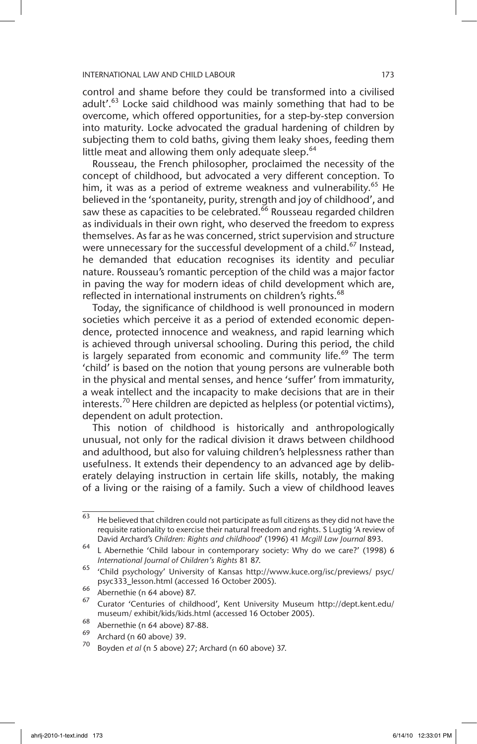control and shame before they could be transformed into a civilised adult'.[63] Locke said childhood was mainly something that had to be overcome, which offered opportunities, for a step-by-step conversion into maturity. Locke advocated the gradual hardening of children by subjecting them to cold baths, giving them leaky shoes, feeding them little meat and allowing them only adequate sleep.[64]

Rousseau, the French philosopher, proclaimed the necessity of the concept of childhood, but advocated a very different conception. To him, it was as a period of extreme weakness and vulnerability.[65] He believed in the 'spontaneity, purity, strength and joy of childhood', and saw these as capacities to be celebrated.[66] Rousseau regarded children as individuals in their own right, who deserved the freedom to express themselves. As far as he was concerned, strict supervision and structure were unnecessary for the successful development of a child.[67] Instead, he demanded that education recognises its identity and peculiar nature. Rousseau's romantic perception of the child was a major factor in paving the way for modern ideas of child development which are, reflected in international instruments on children's rights.[68]

Today, the significance of childhood is well pronounced in modern societies which perceive it as a period of extended economic dependence, protected innocence and weakness, and rapid learning which is achieved through universal schooling. During this period, the child is largely separated from economic and community life.[69] The term 'child' is based on the notion that young persons are vulnerable both in the physical and mental senses, and hence 'suffer' from immaturity, a weak intellect and the incapacity to make decisions that are in their interests.[70] Here children are depicted as helpless (or potential victims), dependent on adult protection.

This notion of childhood is historically and anthropologically unusual, not only for the radical division it draws between childhood and adulthood, but also for valuing children's helplessness rather than usefulness. It extends their dependency to an advanced age by deliberately delaying instruction in certain life skills, notably, the making of a living or the raising of a family. Such a view of childhood leaves

---

63 He believed that children could not participate as full citizens as they did not have the requisite rationality to exercise their natural freedom and rights. S Lugtig 'A review of David Archard's *Children: Rights and childhood*' (1996) 41 *Mcgill Law Journal* 893.

64 L Abernethie 'Child labour in contemporary society: Why do we care?' (1998) 6 *International Journal of Children's Rights* 81 87.

65 'Child psychology' University of Kansas http://www.kuce.org/isc/previews/ psyc/ psyc333_lesson.html (accessed 16 October 2005).

66 Abernethie (n 64 above) 87.

67 Curator 'Centuries of childhood', Kent University Museum http://dept.kent.edu/ museum/ exhibit/kids/kids.html (accessed 16 October 2005).

68 Abernethie (n 64 above) 87-88.

69 Archard (n 60 above) 39.

70 Boyden *et al* (n 5 above) 27; Archard (n 60 above) 37.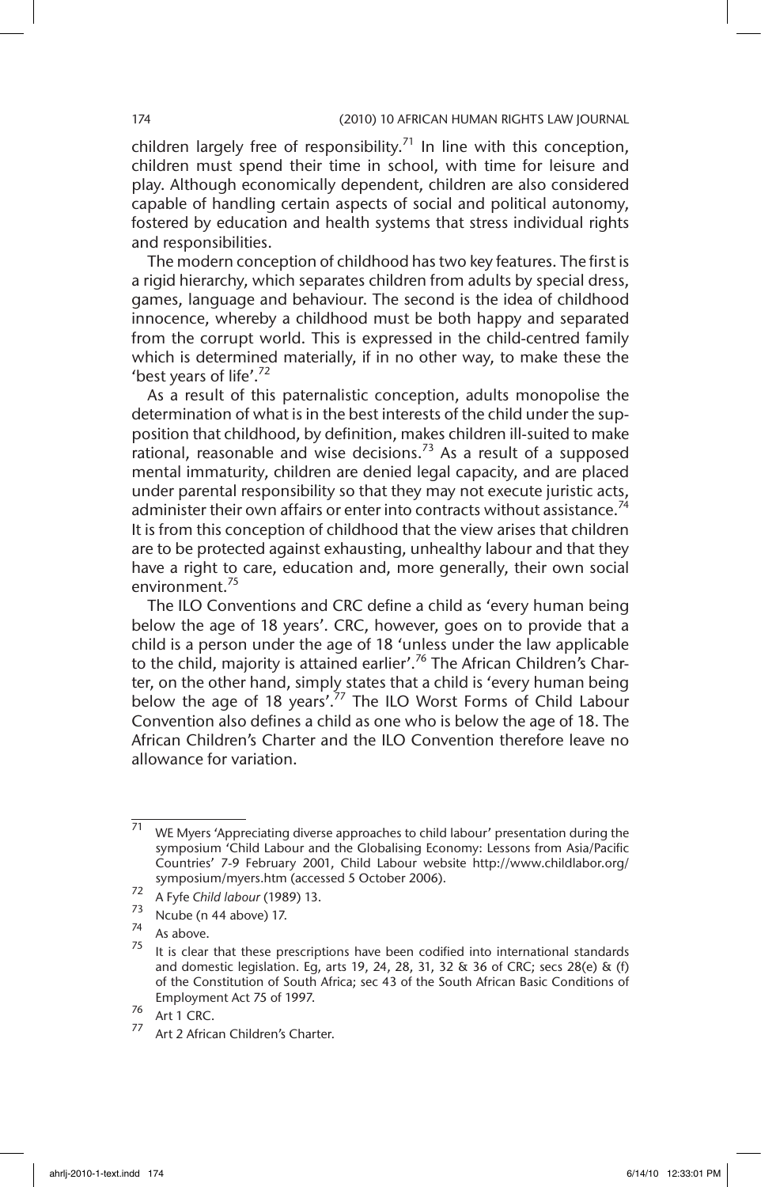children largely free of responsibility.[71] In line with this conception, children must spend their time in school, with time for leisure and play. Although economically dependent, children are also considered capable of handling certain aspects of social and political autonomy, fostered by education and health systems that stress individual rights and responsibilities.

The modern conception of childhood has two key features. The first is a rigid hierarchy, which separates children from adults by special dress, games, language and behaviour. The second is the idea of childhood innocence, whereby a childhood must be both happy and separated from the corrupt world. This is expressed in the child-centred family which is determined materially, if in no other way, to make these the 'best years of life'.[72]

As a result of this paternalistic conception, adults monopolise the determination of what is in the best interests of the child under the supposition that childhood, by definition, makes children ill-suited to make rational, reasonable and wise decisions.[73] As a result of a supposed mental immaturity, children are denied legal capacity, and are placed under parental responsibility so that they may not execute juristic acts, administer their own affairs or enter into contracts without assistance.[74] It is from this conception of childhood that the view arises that children are to be protected against exhausting, unhealthy labour and that they have a right to care, education and, more generally, their own social environment.[75]

The ILO Conventions and CRC define a child as 'every human being below the age of 18 years'. CRC, however, goes on to provide that a child is a person under the age of 18 'unless under the law applicable to the child, majority is attained earlier'.[76] The African Children's Charter, on the other hand, simply states that a child is 'every human being below the age of 18 years'.[77] The ILO Worst Forms of Child Labour Convention also defines a child as one who is below the age of 18. The African Children's Charter and the ILO Convention therefore leave no allowance for variation.

---

71 WE Myers 'Appreciating diverse approaches to child labour' presentation during the symposium 'Child Labour and the Globalising Economy: Lessons from Asia/Pacific Countries' 7-9 February 2001, Child Labour website http://www.childlabor.org/symposium/myers.htm (accessed 5 October 2006).

72 A Fyfe *Child labour* (1989) 13.

73 Ncube (n 44 above) 17.

74 As above.

75 It is clear that these prescriptions have been codified into international standards and domestic legislation. Eg, arts 19, 24, 28, 31, 32 & 36 of CRC; secs 28(e) & (f) of the Constitution of South Africa; sec 43 of the South African Basic Conditions of Employment Act 75 of 1997.

76 Art 1 CRC.

77 Art 2 African Children's Charter.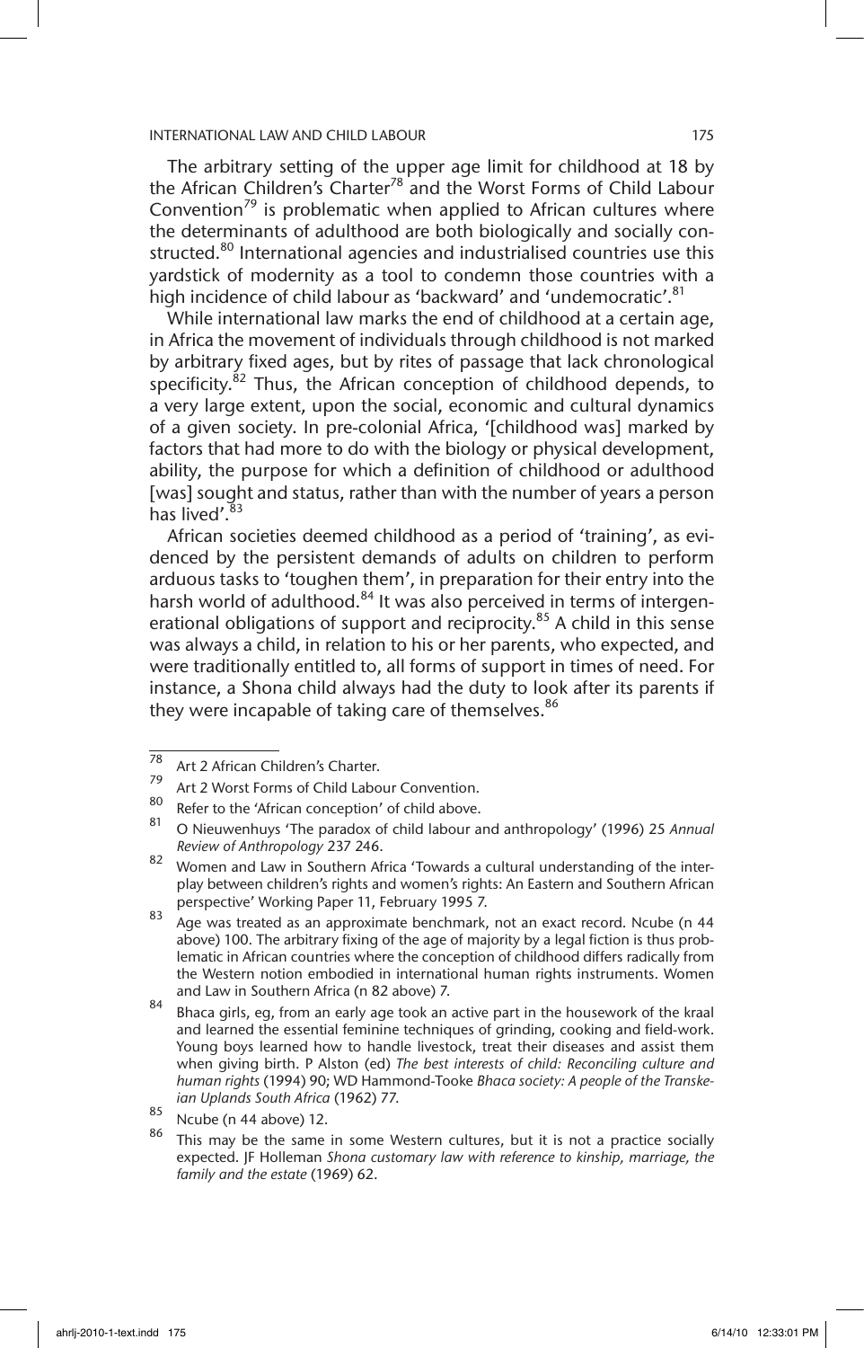The arbitrary setting of the upper age limit for childhood at 18 by the African Children's Charter[78] and the Worst Forms of Child Labour Convention[79] is problematic when applied to African cultures where the determinants of adulthood are both biologically and socially constructed.[80] International agencies and industrialised countries use this yardstick of modernity as a tool to condemn those countries with a high incidence of child labour as 'backward' and 'undemocratic'.[81]

While international law marks the end of childhood at a certain age, in Africa the movement of individuals through childhood is not marked by arbitrary fixed ages, but by rites of passage that lack chronological specificity.[82] Thus, the African conception of childhood depends, to a very large extent, upon the social, economic and cultural dynamics of a given society. In pre-colonial Africa, '[childhood was] marked by factors that had more to do with the biology or physical development, ability, the purpose for which a definition of childhood or adulthood [was] sought and status, rather than with the number of years a person has lived'.[83]

African societies deemed childhood as a period of 'training', as evidenced by the persistent demands of adults on children to perform arduous tasks to 'toughen them', in preparation for their entry into the harsh world of adulthood.[84] It was also perceived in terms of intergenerational obligations of support and reciprocity.[85] A child in this sense was always a child, in relation to his or her parents, who expected, and were traditionally entitled to, all forms of support in times of need. For instance, a Shona child always had the duty to look after its parents if they were incapable of taking care of themselves.[86]

---

78 Art 2 African Children's Charter.

79 Art 2 Worst Forms of Child Labour Convention.

80 Refer to the 'African conception' of child above.

81 O Nieuwenhuys 'The paradox of child labour and anthropology' (1996) 25 *Annual Review of Anthropology* 237 246.

82 Women and Law in Southern Africa 'Towards a cultural understanding of the interplay between children's rights and women's rights: An Eastern and Southern African perspective' Working Paper 11, February 1995 7.

83 Age was treated as an approximate benchmark, not an exact record. Ncube (n 44 above) 100. The arbitrary fixing of the age of majority by a legal fiction is thus problematic in African countries where the conception of childhood differs radically from the Western notion embodied in international human rights instruments. Women and Law in Southern Africa (n 82 above) 7.

84 Bhaca girls, eg, from an early age took an active part in the housework of the kraal and learned the essential feminine techniques of grinding, cooking and field-work. Young boys learned how to handle livestock, treat their diseases and assist them when giving birth. P Alston (ed) *The best interests of child: Reconciling culture and human rights* (1994) 90; WD Hammond-Tooke *Bhaca society: A people of the Transkeian Uplands South Africa* (1962) 77.

85 Ncube (n 44 above) 12.

86 This may be the same in some Western cultures, but it is not a practice socially expected. JF Holleman *Shona customary law with reference to kinship, marriage, the family and the estate* (1969) 62.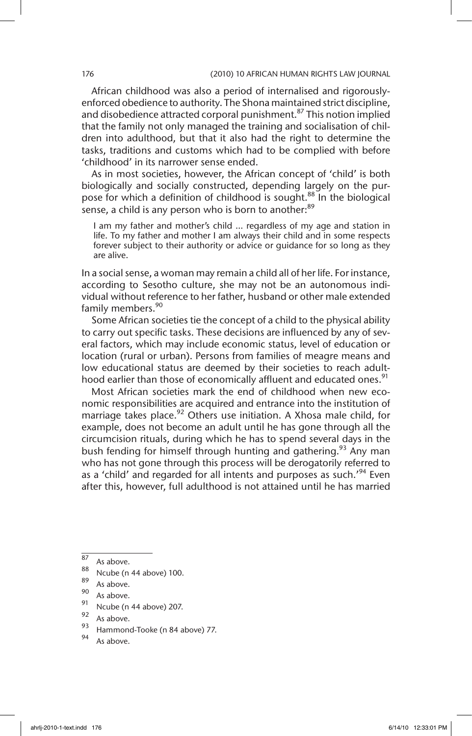African childhood was also a period of internalised and rigorously-enforced obedience to authority. The Shona maintained strict discipline, and disobedience attracted corporal punishment.[87] This notion implied that the family not only managed the training and socialisation of children into adulthood, but that it also had the right to determine the tasks, traditions and customs which had to be complied with before 'childhood' in its narrower sense ended.

As in most societies, however, the African concept of 'child' is both biologically and socially constructed, depending largely on the purpose for which a definition of childhood is sought.[88] In the biological sense, a child is any person who is born to another:[89]

> I am my father and mother's child ... regardless of my age and station in life. To my father and mother I am always their child and in some respects forever subject to their authority or advice or guidance for so long as they are alive.

In a social sense, a woman may remain a child all of her life. For instance, according to Sesotho culture, she may not be an autonomous individual without reference to her father, husband or other male extended family members.[90]

Some African societies tie the concept of a child to the physical ability to carry out specific tasks. These decisions are influenced by any of several factors, which may include economic status, level of education or location (rural or urban). Persons from families of meagre means and low educational status are deemed by their societies to reach adulthood earlier than those of economically affluent and educated ones.[91]

Most African societies mark the end of childhood when new economic responsibilities are acquired and entrance into the institution of marriage takes place.[92] Others use initiation. A Xhosa male child, for example, does not become an adult until he has gone through all the circumcision rituals, during which he has to spend several days in the bush fending for himself through hunting and gathering.[93] Any man who has not gone through this process will be derogatorily referred to as a 'child' and regarded for all intents and purposes as such.'[94] Even after this, however, full adulthood is not attained until he has married

---

[87] As above.

[88] Ncube (n 44 above) 100.

[89] As above.

[90] As above.

[91] Ncube (n 44 above) 207.

[92] As above.

[93] Hammond-Tooke (n 84 above) 77.

[94] As above.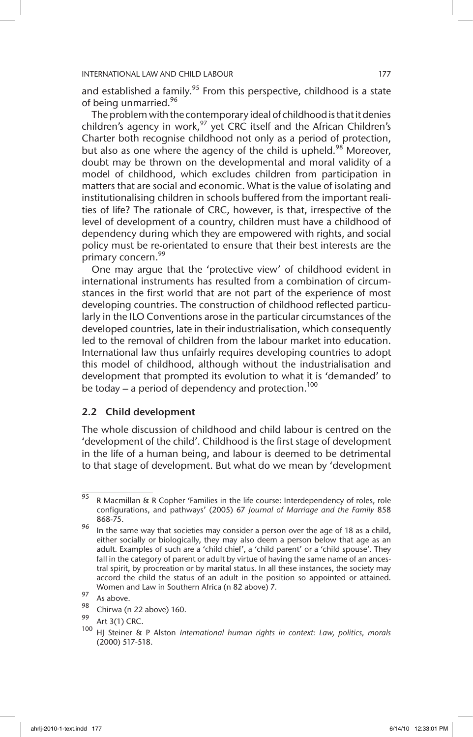and established a family.[95] From this perspective, childhood is a state of being unmarried.[96]

The problem with the contemporary ideal of childhood is that it denies children's agency in work,[97] yet CRC itself and the African Children's Charter both recognise childhood not only as a period of protection, but also as one where the agency of the child is upheld.[98] Moreover, doubt may be thrown on the developmental and moral validity of a model of childhood, which excludes children from participation in matters that are social and economic. What is the value of isolating and institutionalising children in schools buffered from the important realities of life? The rationale of CRC, however, is that, irrespective of the level of development of a country, children must have a childhood of dependency during which they are empowered with rights, and social policy must be re-orientated to ensure that their best interests are the primary concern.[99]

One may argue that the 'protective view' of childhood evident in international instruments has resulted from a combination of circumstances in the first world that are not part of the experience of most developing countries. The construction of childhood reflected particularly in the ILO Conventions arose in the particular circumstances of the developed countries, late in their industrialisation, which consequently led to the removal of children from the labour market into education. International law thus unfairly requires developing countries to adopt this model of childhood, although without the industrialisation and development that prompted its evolution to what it is 'demanded' to be today – a period of dependency and protection.[100]

## 2.2 Child development

The whole discussion of childhood and child labour is centred on the 'development of the child'. Childhood is the first stage of development in the life of a human being, and labour is deemed to be detrimental to that stage of development. But what do we mean by 'development

---

[95] R Macmillan & R Copher 'Families in the life course: Interdependency of roles, role configurations, and pathways' (2005) 67 *Journal of Marriage and the Family* 858 868-75.

[96] In the same way that societies may consider a person over the age of 18 as a child, either socially or biologically, they may also deem a person below that age as an adult. Examples of such are a 'child chief', a 'child parent' or a 'child spouse'. They fall in the category of parent or adult by virtue of having the same name of an ancestral spirit, by procreation or by marital status. In all these instances, the society may accord the child the status of an adult in the position so appointed or attained. Women and Law in Southern Africa (n 82 above) 7.

[97] As above.

[98] Chirwa (n 22 above) 160.

[99] Art 3(1) CRC.

[100] HJ Steiner & P Alston *International human rights in context: Law, politics, morals* (2000) 517-518.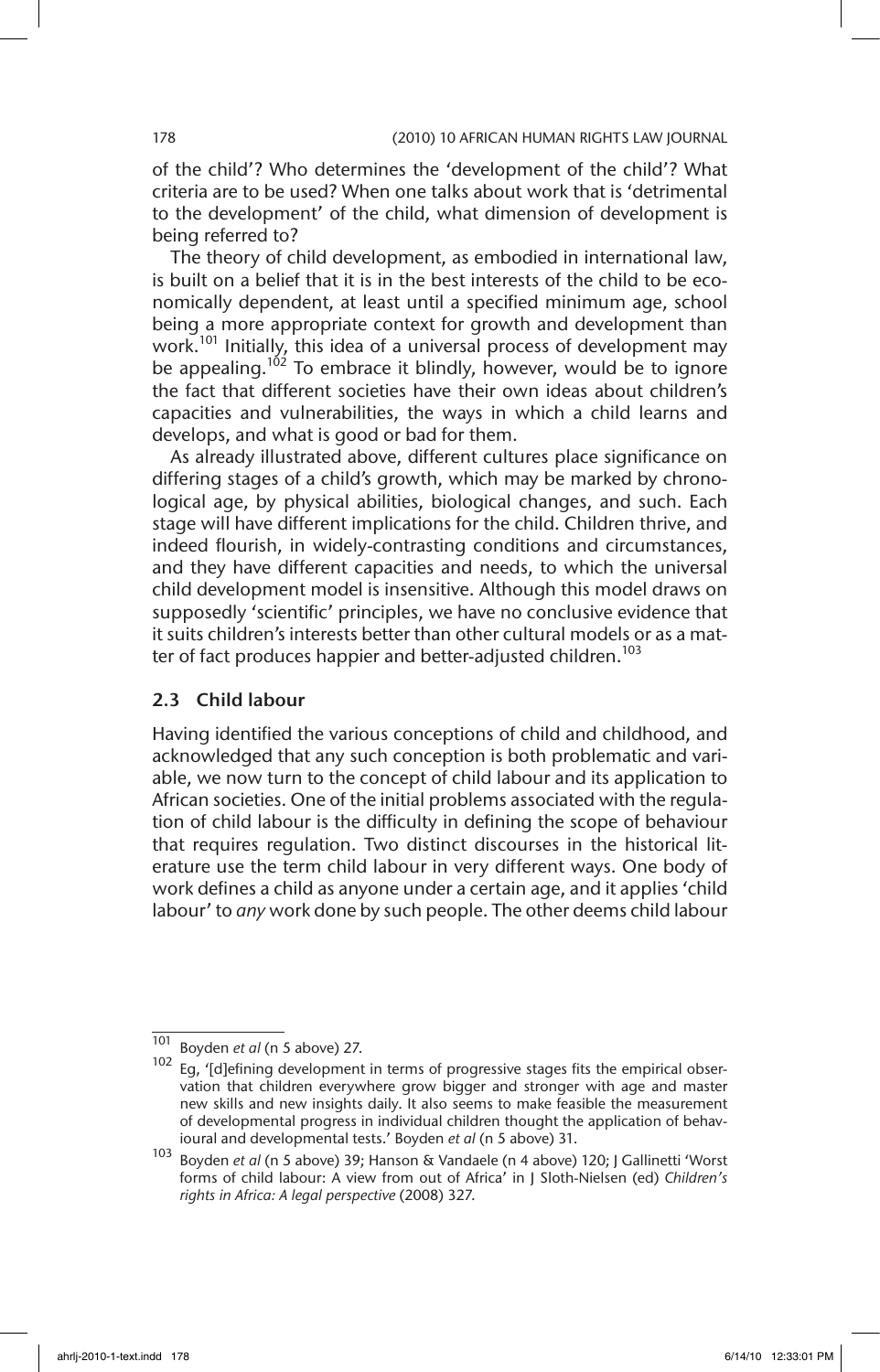of the child'? Who determines the 'development of the child'? What criteria are to be used? When one talks about work that is 'detrimental to the development' of the child, what dimension of development is being referred to?

The theory of child development, as embodied in international law, is built on a belief that it is in the best interests of the child to be economically dependent, at least until a specified minimum age, school being a more appropriate context for growth and development than work.[101] Initially, this idea of a universal process of development may be appealing.[102] To embrace it blindly, however, would be to ignore the fact that different societies have their own ideas about children's capacities and vulnerabilities, the ways in which a child learns and develops, and what is good or bad for them.

As already illustrated above, different cultures place significance on differing stages of a child's growth, which may be marked by chronological age, by physical abilities, biological changes, and such. Each stage will have different implications for the child. Children thrive, and indeed flourish, in widely-contrasting conditions and circumstances, and they have different capacities and needs, to which the universal child development model is insensitive. Although this model draws on supposedly 'scientific' principles, we have no conclusive evidence that it suits children's interests better than other cultural models or as a matter of fact produces happier and better-adjusted children.[103]

### 2.3 Child labour

Having identified the various conceptions of child and childhood, and acknowledged that any such conception is both problematic and variable, we now turn to the concept of child labour and its application to African societies. One of the initial problems associated with the regulation of child labour is the difficulty in defining the scope of behaviour that requires regulation. Two distinct discourses in the historical literature use the term child labour in very different ways. One body of work defines a child as anyone under a certain age, and it applies 'child labour' to *any* work done by such people. The other deems child labour

---

[101] Boyden *et al* (n 5 above) 27.

[102] Eg, '[d]efining development in terms of progressive stages fits the empirical observation that children everywhere grow bigger and stronger with age and master new skills and new insights daily. It also seems to make feasible the measurement of developmental progress in individual children thought the application of behavioural and developmental tests.' Boyden *et al* (n 5 above) 31.

[103] Boyden *et al* (n 5 above) 39; Hanson & Vandaele (n 4 above) 120; J Gallinetti 'Worst forms of child labour: A view from out of Africa' in J Sloth-Nielsen (ed) *Children's rights in Africa: A legal perspective* (2008) 327.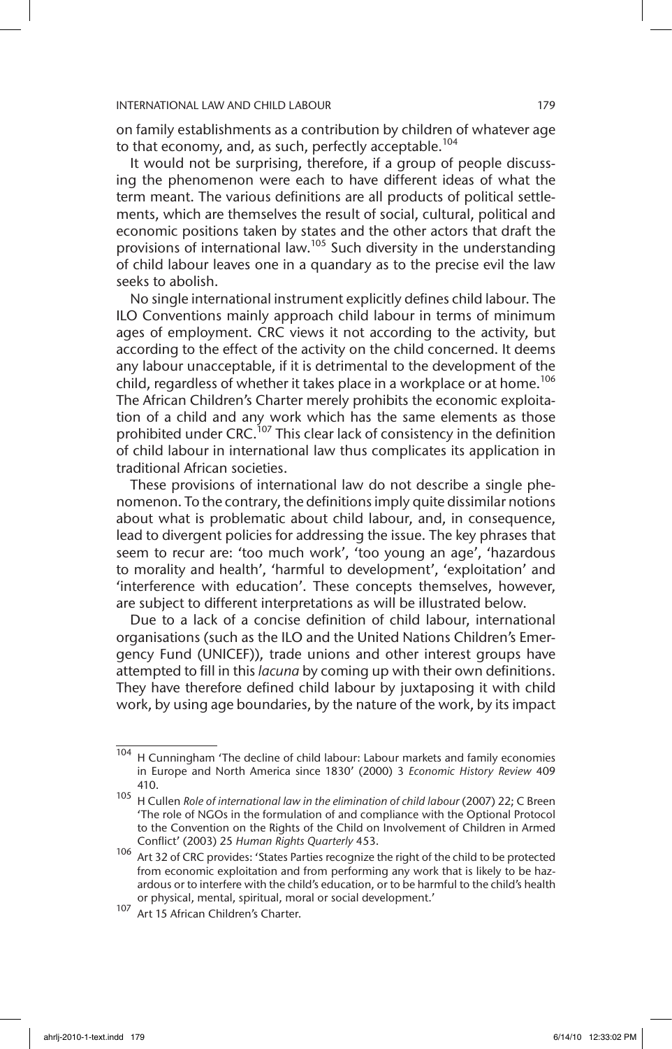on family establishments as a contribution by children of whatever age to that economy, and, as such, perfectly acceptable.[104]

It would not be surprising, therefore, if a group of people discussing the phenomenon were each to have different ideas of what the term meant. The various definitions are all products of political settlements, which are themselves the result of social, cultural, political and economic positions taken by states and the other actors that draft the provisions of international law.[105] Such diversity in the understanding of child labour leaves one in a quandary as to the precise evil the law seeks to abolish.

No single international instrument explicitly defines child labour. The ILO Conventions mainly approach child labour in terms of minimum ages of employment. CRC views it not according to the activity, but according to the effect of the activity on the child concerned. It deems any labour unacceptable, if it is detrimental to the development of the child, regardless of whether it takes place in a workplace or at home.[106] The African Children's Charter merely prohibits the economic exploitation of a child and any work which has the same elements as those prohibited under CRC.[107] This clear lack of consistency in the definition of child labour in international law thus complicates its application in traditional African societies.

These provisions of international law do not describe a single phenomenon. To the contrary, the definitions imply quite dissimilar notions about what is problematic about child labour, and, in consequence, lead to divergent policies for addressing the issue. The key phrases that seem to recur are: 'too much work', 'too young an age', 'hazardous to morality and health', 'harmful to development', 'exploitation' and 'interference with education'. These concepts themselves, however, are subject to different interpretations as will be illustrated below.

Due to a lack of a concise definition of child labour, international organisations (such as the ILO and the United Nations Children's Emergency Fund (UNICEF)), trade unions and other interest groups have attempted to fill in this *lacuna* by coming up with their own definitions. They have therefore defined child labour by juxtaposing it with child work, by using age boundaries, by the nature of the work, by its impact

---

[104] H Cunningham 'The decline of child labour: Labour markets and family economies in Europe and North America since 1830' (2000) 3 *Economic History Review* 409 410.

[105] H Cullen *Role of international law in the elimination of child labour* (2007) 22; C Breen 'The role of NGOs in the formulation of and compliance with the Optional Protocol to the Convention on the Rights of the Child on Involvement of Children in Armed Conflict' (2003) 25 *Human Rights Quarterly* 453.

[106] Art 32 of CRC provides: 'States Parties recognize the right of the child to be protected from economic exploitation and from performing any work that is likely to be hazardous or to interfere with the child's education, or to be harmful to the child's health or physical, mental, spiritual, moral or social development.'

[107] Art 15 African Children's Charter.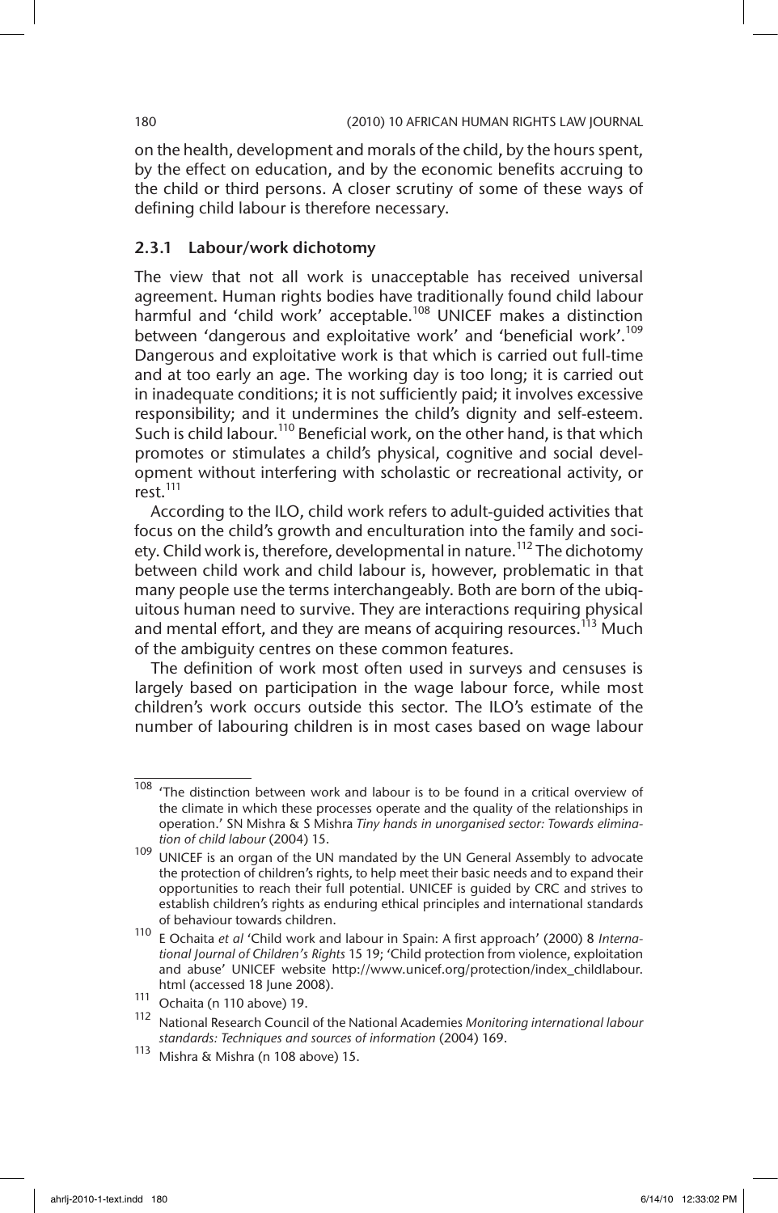on the health, development and morals of the child, by the hours spent, by the effect on education, and by the economic benefits accruing to the child or third persons. A closer scrutiny of some of these ways of defining child labour is therefore necessary.

### 2.3.1 Labour/work dichotomy

The view that not all work is unacceptable has received universal agreement. Human rights bodies have traditionally found child labour harmful and 'child work' acceptable.[108] UNICEF makes a distinction between 'dangerous and exploitative work' and 'beneficial work'.[109] Dangerous and exploitative work is that which is carried out full-time and at too early an age. The working day is too long; it is carried out in inadequate conditions; it is not sufficiently paid; it involves excessive responsibility; and it undermines the child's dignity and self-esteem. Such is child labour.[110] Beneficial work, on the other hand, is that which promotes or stimulates a child's physical, cognitive and social development without interfering with scholastic or recreational activity, or rest.[111]

According to the ILO, child work refers to adult-guided activities that focus on the child's growth and enculturation into the family and society. Child work is, therefore, developmental in nature.[112] The dichotomy between child work and child labour is, however, problematic in that many people use the terms interchangeably. Both are born of the ubiquitous human need to survive. They are interactions requiring physical and mental effort, and they are means of acquiring resources.[113] Much of the ambiguity centres on these common features.

The definition of work most often used in surveys and censuses is largely based on participation in the wage labour force, while most children's work occurs outside this sector. The ILO's estimate of the number of labouring children is in most cases based on wage labour

---

108 'The distinction between work and labour is to be found in a critical overview of the climate in which these processes operate and the quality of the relationships in operation.' SN Mishra & S Mishra *Tiny hands in unorganised sector: Towards elimination of child labour* (2004) 15.

109 UNICEF is an organ of the UN mandated by the UN General Assembly to advocate the protection of children's rights, to help meet their basic needs and to expand their opportunities to reach their full potential. UNICEF is guided by CRC and strives to establish children's rights as enduring ethical principles and international standards of behaviour towards children.

110 E Ochaita *et al* 'Child work and labour in Spain: A first approach' (2000) 8 *International Journal of Children's Rights* 15 19; 'Child protection from violence, exploitation and abuse' UNICEF website http://www.unicef.org/protection/index_childlabour.html (accessed 18 June 2008).

111 Ochaita (n 110 above) 19.

112 National Research Council of the National Academies *Monitoring international labour standards: Techniques and sources of information* (2004) 169.

113 Mishra & Mishra (n 108 above) 15.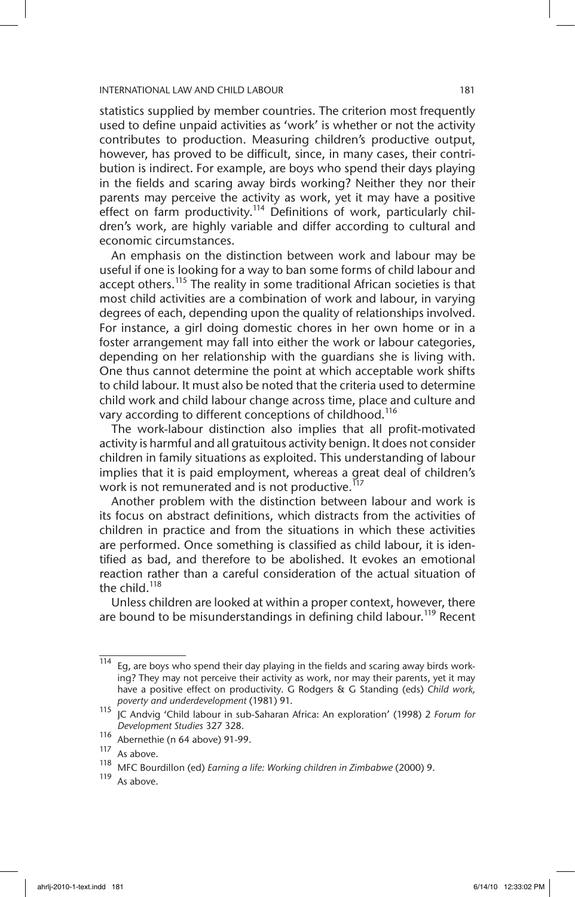statistics supplied by member countries. The criterion most frequently used to define unpaid activities as 'work' is whether or not the activity contributes to production. Measuring children's productive output, however, has proved to be difficult, since, in many cases, their contribution is indirect. For example, are boys who spend their days playing in the fields and scaring away birds working? Neither they nor their parents may perceive the activity as work, yet it may have a positive effect on farm productivity.[114] Definitions of work, particularly children's work, are highly variable and differ according to cultural and economic circumstances.

An emphasis on the distinction between work and labour may be useful if one is looking for a way to ban some forms of child labour and accept others.[115] The reality in some traditional African societies is that most child activities are a combination of work and labour, in varying degrees of each, depending upon the quality of relationships involved. For instance, a girl doing domestic chores in her own home or in a foster arrangement may fall into either the work or labour categories, depending on her relationship with the guardians she is living with. One thus cannot determine the point at which acceptable work shifts to child labour. It must also be noted that the criteria used to determine child work and child labour change across time, place and culture and vary according to different conceptions of childhood.[116]

The work-labour distinction also implies that all profit-motivated activity is harmful and all gratuitous activity benign. It does not consider children in family situations as exploited. This understanding of labour implies that it is paid employment, whereas a great deal of children's work is not remunerated and is not productive.[117]

Another problem with the distinction between labour and work is its focus on abstract definitions, which distracts from the activities of children in practice and from the situations in which these activities are performed. Once something is classified as child labour, it is identified as bad, and therefore to be abolished. It evokes an emotional reaction rather than a careful consideration of the actual situation of the child.[118]

Unless children are looked at within a proper context, however, there are bound to be misunderstandings in defining child labour.[119] Recent

---

[114] Eg, are boys who spend their day playing in the fields and scaring away birds working? They may not perceive their activity as work, nor may their parents, yet it may have a positive effect on productivity. G Rodgers & G Standing (eds) *Child work, poverty and underdevelopment* (1981) 91.

[115] JC Andvig 'Child labour in sub-Saharan Africa: An exploration' (1998) 2 *Forum for Development Studies* 327 328.

[116] Abernethie (n 64 above) 91-99.

[117] As above.

[118] MFC Bourdillon (ed) *Earning a life: Working children in Zimbabwe* (2000) 9.

[119] As above.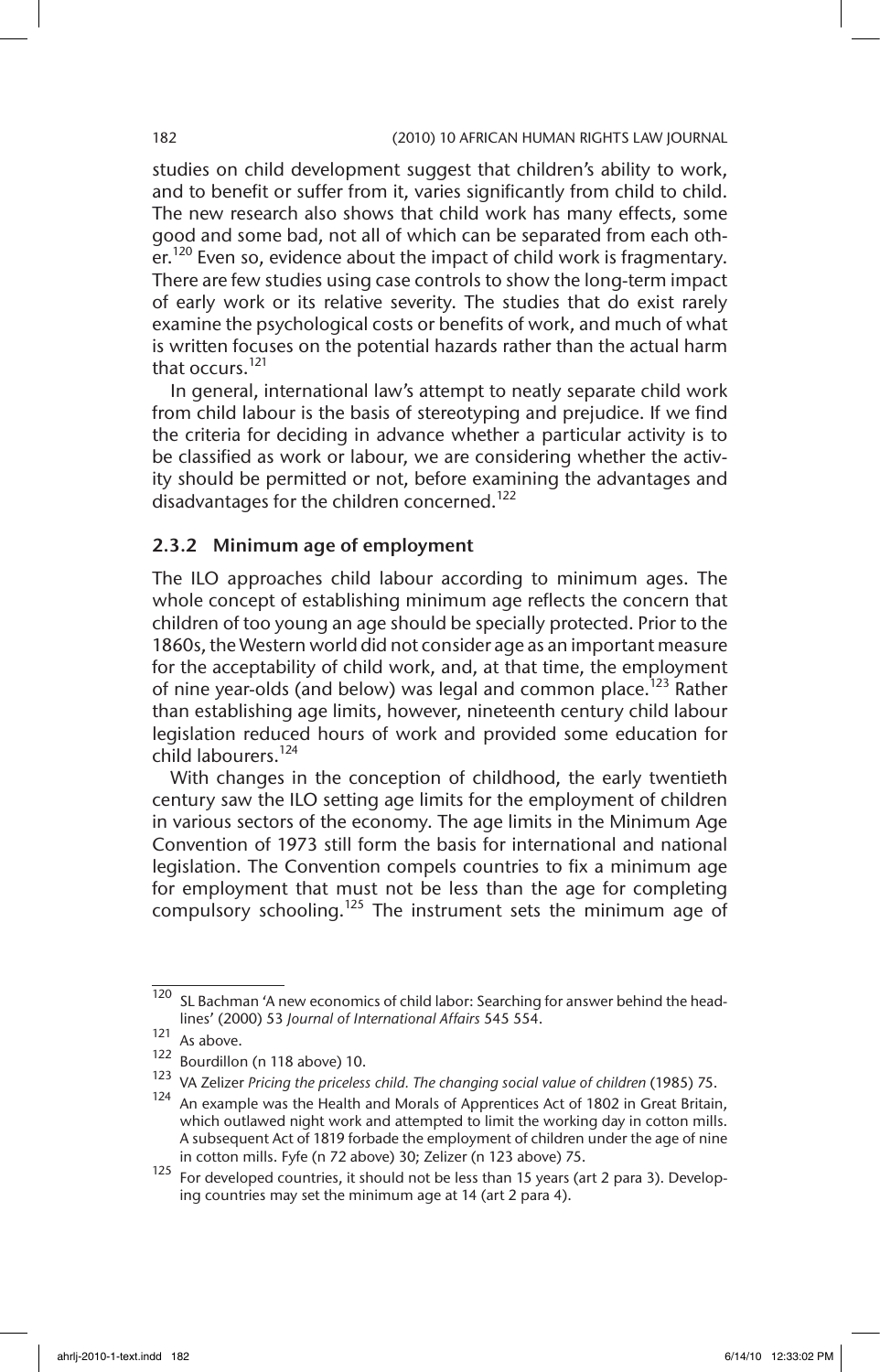studies on child development suggest that children's ability to work, and to benefit or suffer from it, varies significantly from child to child. The new research also shows that child work has many effects, some good and some bad, not all of which can be separated from each other.[120] Even so, evidence about the impact of child work is fragmentary. There are few studies using case controls to show the long-term impact of early work or its relative severity. The studies that do exist rarely examine the psychological costs or benefits of work, and much of what is written focuses on the potential hazards rather than the actual harm that occurs.[121]

In general, international law's attempt to neatly separate child work from child labour is the basis of stereotyping and prejudice. If we find the criteria for deciding in advance whether a particular activity is to be classified as work or labour, we are considering whether the activity should be permitted or not, before examining the advantages and disadvantages for the children concerned.[122]

### 2.3.2 Minimum age of employment

The ILO approaches child labour according to minimum ages. The whole concept of establishing minimum age reflects the concern that children of too young an age should be specially protected. Prior to the 1860s, the Western world did not consider age as an important measure for the acceptability of child work, and, at that time, the employment of nine year-olds (and below) was legal and common place.[123] Rather than establishing age limits, however, nineteenth century child labour legislation reduced hours of work and provided some education for child labourers.[124]

With changes in the conception of childhood, the early twentieth century saw the ILO setting age limits for the employment of children in various sectors of the economy. The age limits in the Minimum Age Convention of 1973 still form the basis for international and national legislation. The Convention compels countries to fix a minimum age for employment that must not be less than the age for completing compulsory schooling.[125] The instrument sets the minimum age of

---

[120] SL Bachman 'A new economics of child labor: Searching for answer behind the headlines' (2000) 53 *Journal of International Affairs* 545 554.

[121] As above.

[122] Bourdillon (n 118 above) 10.

[123] VA Zelizer *Pricing the priceless child. The changing social value of children* (1985) 75.

[124] An example was the Health and Morals of Apprentices Act of 1802 in Great Britain, which outlawed night work and attempted to limit the working day in cotton mills. A subsequent Act of 1819 forbade the employment of children under the age of nine in cotton mills. Fyfe (n 72 above) 30; Zelizer (n 123 above) 75.

[125] For developed countries, it should not be less than 15 years (art 2 para 3). Developing countries may set the minimum age at 14 (art 2 para 4).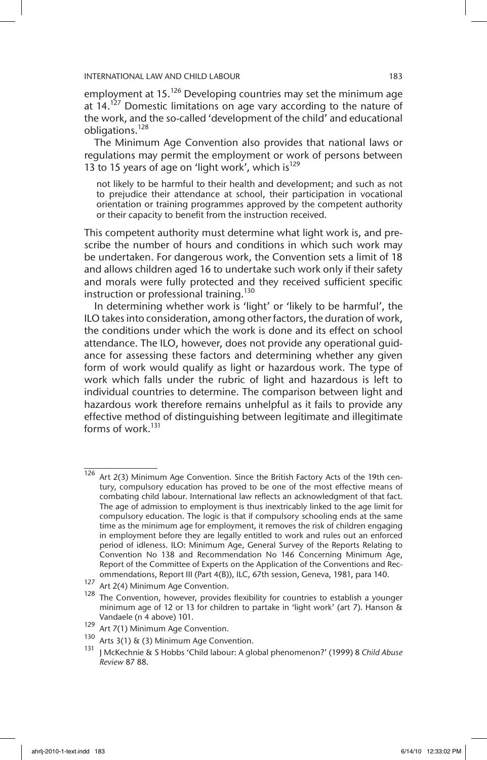employment at 15.[126] Developing countries may set the minimum age at 14.[127] Domestic limitations on age vary according to the nature of the work, and the so-called 'development of the child' and educational obligations.[128]

The Minimum Age Convention also provides that national laws or regulations may permit the employment or work of persons between 13 to 15 years of age on 'light work', which is[129]

> not likely to be harmful to their health and development; and such as not to prejudice their attendance at school, their participation in vocational orientation or training programmes approved by the competent authority or their capacity to benefit from the instruction received.

This competent authority must determine what light work is, and prescribe the number of hours and conditions in which such work may be undertaken. For dangerous work, the Convention sets a limit of 18 and allows children aged 16 to undertake such work only if their safety and morals were fully protected and they received sufficient specific instruction or professional training.[130]

In determining whether work is 'light' or 'likely to be harmful', the ILO takes into consideration, among other factors, the duration of work, the conditions under which the work is done and its effect on school attendance. The ILO, however, does not provide any operational guidance for assessing these factors and determining whether any given form of work would qualify as light or hazardous work. The type of work which falls under the rubric of light and hazardous is left to individual countries to determine. The comparison between light and hazardous work therefore remains unhelpful as it fails to provide any effective method of distinguishing between legitimate and illegitimate forms of work.[131]

---

[126] Art 2(3) Minimum Age Convention. Since the British Factory Acts of the 19th century, compulsory education has proved to be one of the most effective means of combating child labour. International law reflects an acknowledgment of that fact. The age of admission to employment is thus inextricably linked to the age limit for compulsory education. The logic is that if compulsory schooling ends at the same time as the minimum age for employment, it removes the risk of children engaging in employment before they are legally entitled to work and rules out an enforced period of idleness. ILO: Minimum Age, General Survey of the Reports Relating to Convention No 138 and Recommendation No 146 Concerning Minimum Age, Report of the Committee of Experts on the Application of the Conventions and Recommendations, Report III (Part 4(B)), ILC, 67th session, Geneva, 1981, para 140.

[127] Art 2(4) Minimum Age Convention.

[128] The Convention, however, provides flexibility for countries to establish a younger minimum age of 12 or 13 for children to partake in 'light work' (art 7). Hanson & Vandaele (n 4 above) 101.

[129] Art 7(1) Minimum Age Convention.

[130] Arts 3(1) & (3) Minimum Age Convention.

[131] J McKechnie & S Hobbs 'Child labour: A global phenomenon?' (1999) 8 *Child Abuse Review* 87 88.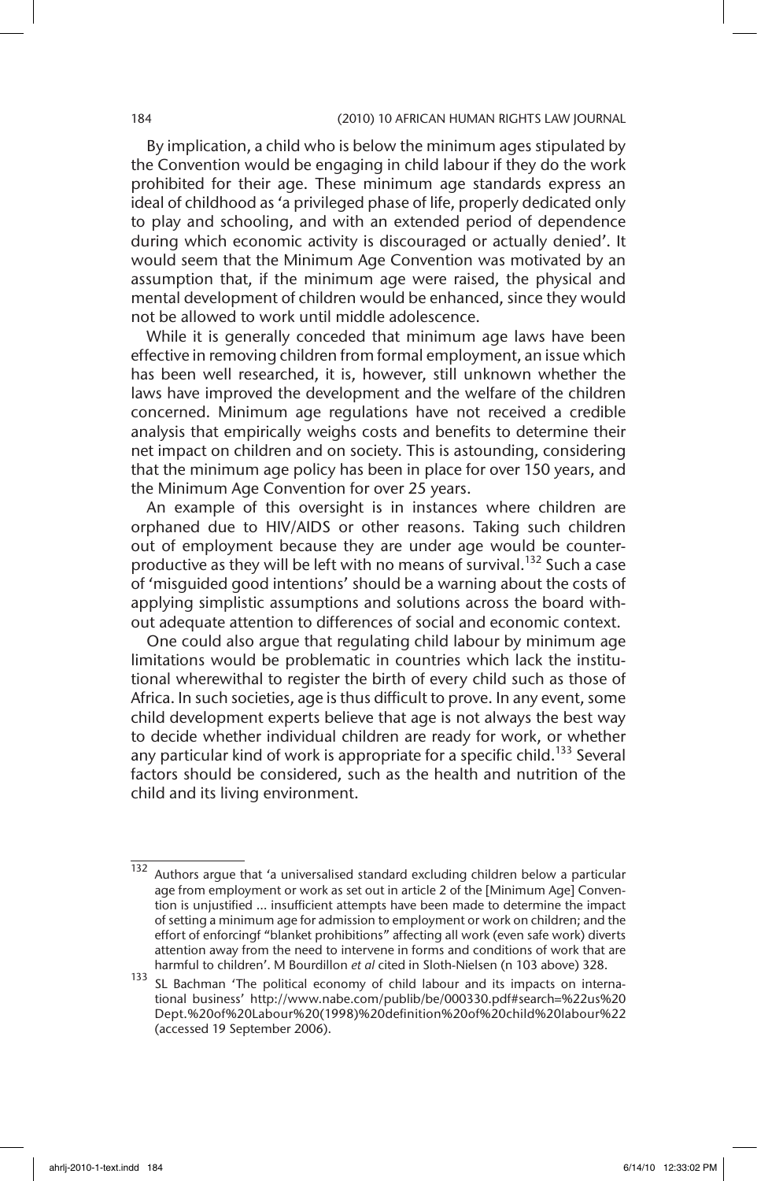By implication, a child who is below the minimum ages stipulated by the Convention would be engaging in child labour if they do the work prohibited for their age. These minimum age standards express an ideal of childhood as 'a privileged phase of life, properly dedicated only to play and schooling, and with an extended period of dependence during which economic activity is discouraged or actually denied'. It would seem that the Minimum Age Convention was motivated by an assumption that, if the minimum age were raised, the physical and mental development of children would be enhanced, since they would not be allowed to work until middle adolescence.

While it is generally conceded that minimum age laws have been effective in removing children from formal employment, an issue which has been well researched, it is, however, still unknown whether the laws have improved the development and the welfare of the children concerned. Minimum age regulations have not received a credible analysis that empirically weighs costs and benefits to determine their net impact on children and on society. This is astounding, considering that the minimum age policy has been in place for over 150 years, and the Minimum Age Convention for over 25 years.

An example of this oversight is in instances where children are orphaned due to HIV/AIDS or other reasons. Taking such children out of employment because they are under age would be counter-productive as they will be left with no means of survival.[132] Such a case of 'misguided good intentions' should be a warning about the costs of applying simplistic assumptions and solutions across the board without adequate attention to differences of social and economic context.

One could also argue that regulating child labour by minimum age limitations would be problematic in countries which lack the institutional wherewithal to register the birth of every child such as those of Africa. In such societies, age is thus difficult to prove. In any event, some child development experts believe that age is not always the best way to decide whether individual children are ready for work, or whether any particular kind of work is appropriate for a specific child.[133] Several factors should be considered, such as the health and nutrition of the child and its living environment.

---

[132] Authors argue that 'a universalised standard excluding children below a particular age from employment or work as set out in article 2 of the [Minimum Age] Convention is unjustified … insufficient attempts have been made to determine the impact of setting a minimum age for admission to employment or work on children; and the effort of enforcingf "blanket prohibitions" affecting all work (even safe work) diverts attention away from the need to intervene in forms and conditions of work that are harmful to children'. M Bourdillon *et al* cited in Sloth-Nielsen (n 103 above) 328.

[133] SL Bachman 'The political economy of child labour and its impacts on international business' http://www.nabe.com/publib/be/000330.pdf#search=%22us%20Dept.%20of%20Labour%20(1998)%20definition%20of%20child%20labour%22 (accessed 19 September 2006).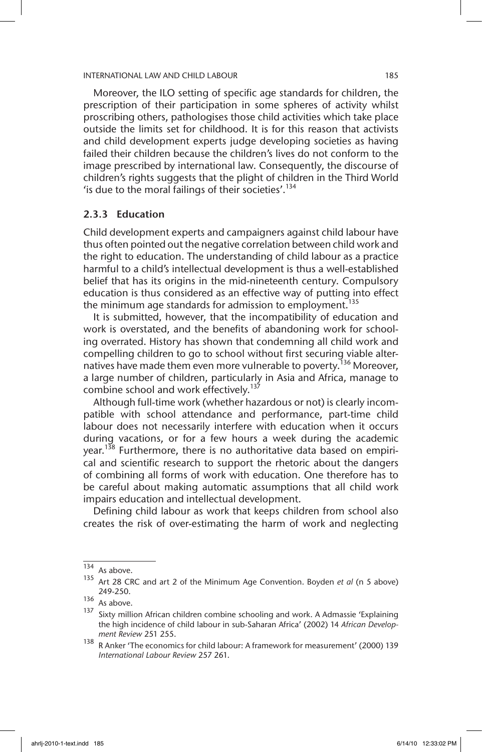Moreover, the ILO setting of specific age standards for children, the prescription of their participation in some spheres of activity whilst proscribing others, pathologises those child activities which take place outside the limits set for childhood. It is for this reason that activists and child development experts judge developing societies as having failed their children because the children's lives do not conform to the image prescribed by international law. Consequently, the discourse of children's rights suggests that the plight of children in the Third World 'is due to the moral failings of their societies'.[134]

### 2.3.3 Education

Child development experts and campaigners against child labour have thus often pointed out the negative correlation between child work and the right to education. The understanding of child labour as a practice harmful to a child's intellectual development is thus a well-established belief that has its origins in the mid-nineteenth century. Compulsory education is thus considered as an effective way of putting into effect the minimum age standards for admission to employment.[135]

It is submitted, however, that the incompatibility of education and work is overstated, and the benefits of abandoning work for schooling overrated. History has shown that condemning all child work and compelling children to go to school without first securing viable alternatives have made them even more vulnerable to poverty.[136] Moreover, a large number of children, particularly in Asia and Africa, manage to combine school and work effectively.[137]

Although full-time work (whether hazardous or not) is clearly incompatible with school attendance and performance, part-time child labour does not necessarily interfere with education when it occurs during vacations, or for a few hours a week during the academic year.[138] Furthermore, there is no authoritative data based on empirical and scientific research to support the rhetoric about the dangers of combining all forms of work with education. One therefore has to be careful about making automatic assumptions that all child work impairs education and intellectual development.

Defining child labour as work that keeps children from school also creates the risk of over-estimating the harm of work and neglecting

---

[134] As above.

[135] Art 28 CRC and art 2 of the Minimum Age Convention. Boyden *et al* (n 5 above) 249-250.

[136] As above.

[137] Sixty million African children combine schooling and work. A Admassie 'Explaining the high incidence of child labour in sub-Saharan Africa' (2002) 14 *African Development Review* 251 255.

[138] R Anker 'The economics for child labour: A framework for measurement' (2000) 139 *International Labour Review* 257 261.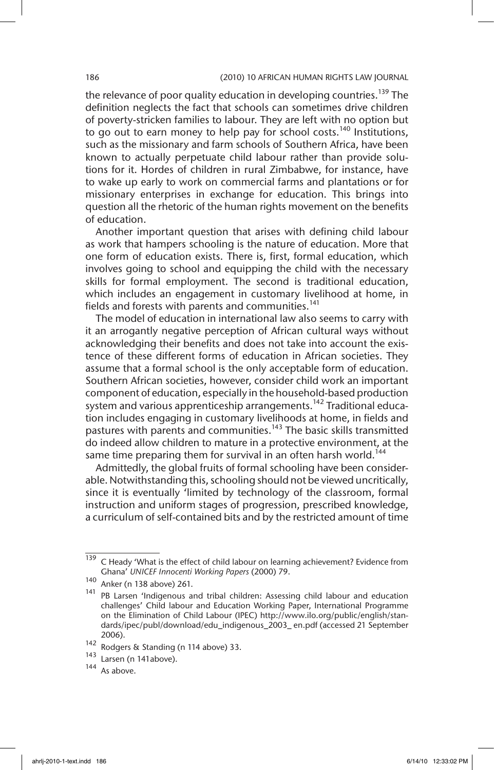the relevance of poor quality education in developing countries.[139] The definition neglects the fact that schools can sometimes drive children of poverty-stricken families to labour. They are left with no option but to go out to earn money to help pay for school costs.[140] Institutions, such as the missionary and farm schools of Southern Africa, have been known to actually perpetuate child labour rather than provide solutions for it. Hordes of children in rural Zimbabwe, for instance, have to wake up early to work on commercial farms and plantations or for missionary enterprises in exchange for education. This brings into question all the rhetoric of the human rights movement on the benefits of education.

Another important question that arises with defining child labour as work that hampers schooling is the nature of education. More that one form of education exists. There is, first, formal education, which involves going to school and equipping the child with the necessary skills for formal employment. The second is traditional education, which includes an engagement in customary livelihood at home, in fields and forests with parents and communities.[141]

The model of education in international law also seems to carry with it an arrogantly negative perception of African cultural ways without acknowledging their benefits and does not take into account the existence of these different forms of education in African societies. They assume that a formal school is the only acceptable form of education. Southern African societies, however, consider child work an important component of education, especially in the household-based production system and various apprenticeship arrangements.[142] Traditional education includes engaging in customary livelihoods at home, in fields and pastures with parents and communities.[143] The basic skills transmitted do indeed allow children to mature in a protective environment, at the same time preparing them for survival in an often harsh world.[144]

Admittedly, the global fruits of formal schooling have been considerable. Notwithstanding this, schooling should not be viewed uncritically, since it is eventually 'limited by technology of the classroom, formal instruction and uniform stages of progression, prescribed knowledge, a curriculum of self-contained bits and by the restricted amount of time

---

139 C Heady 'What is the effect of child labour on learning achievement? Evidence from Ghana' *UNICEF Innocenti Working Papers* (2000) 79.

140 Anker (n 138 above) 261.

141 PB Larsen 'Indigenous and tribal children: Assessing child labour and education challenges' Child labour and Education Working Paper, International Programme on the Elimination of Child Labour (IPEC) http://www.ilo.org/public/english/standards/ipec/publ/download/edu_indigenous_2003_ en.pdf (accessed 21 September 2006).

142 Rodgers & Standing (n 114 above) 33.

143 Larsen (n 141above).

144 As above.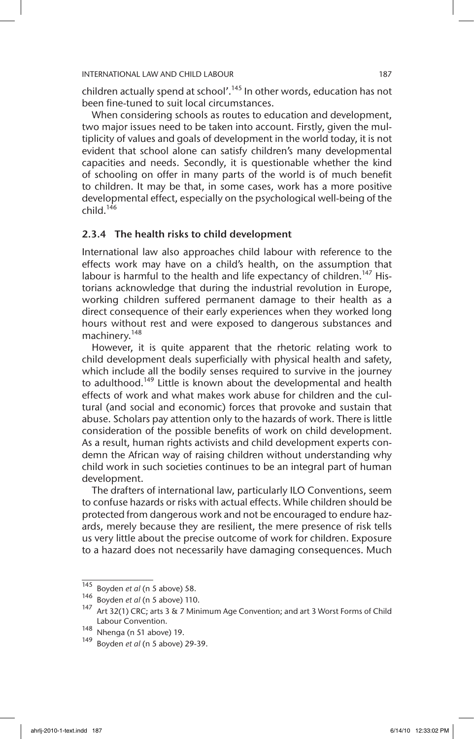children actually spend at school'.[145] In other words, education has not been fine-tuned to suit local circumstances.

When considering schools as routes to education and development, two major issues need to be taken into account. Firstly, given the multiplicity of values and goals of development in the world today, it is not evident that school alone can satisfy children's many developmental capacities and needs. Secondly, it is questionable whether the kind of schooling on offer in many parts of the world is of much benefit to children. It may be that, in some cases, work has a more positive developmental effect, especially on the psychological well-being of the child.[146]

### 2.3.4 The health risks to child development

International law also approaches child labour with reference to the effects work may have on a child's health, on the assumption that labour is harmful to the health and life expectancy of children.[147] Historians acknowledge that during the industrial revolution in Europe, working children suffered permanent damage to their health as a direct consequence of their early experiences when they worked long hours without rest and were exposed to dangerous substances and machinery.[148]

However, it is quite apparent that the rhetoric relating work to child development deals superficially with physical health and safety, which include all the bodily senses required to survive in the journey to adulthood.[149] Little is known about the developmental and health effects of work and what makes work abuse for children and the cultural (and social and economic) forces that provoke and sustain that abuse. Scholars pay attention only to the hazards of work. There is little consideration of the possible benefits of work on child development. As a result, human rights activists and child development experts condemn the African way of raising children without understanding why child work in such societies continues to be an integral part of human development.

The drafters of international law, particularly ILO Conventions, seem to confuse hazards or risks with actual effects. While children should be protected from dangerous work and not be encouraged to endure hazards, merely because they are resilient, the mere presence of risk tells us very little about the precise outcome of work for children. Exposure to a hazard does not necessarily have damaging consequences. Much

---

[145] Boyden *et al* (n 5 above) 58.

[146] Boyden *et al* (n 5 above) 110.

[147] Art 32(1) CRC; arts 3 & 7 Minimum Age Convention; and art 3 Worst Forms of Child Labour Convention.

[148] Nhenga (n 51 above) 19.

[149] Boyden *et al* (n 5 above) 29-39.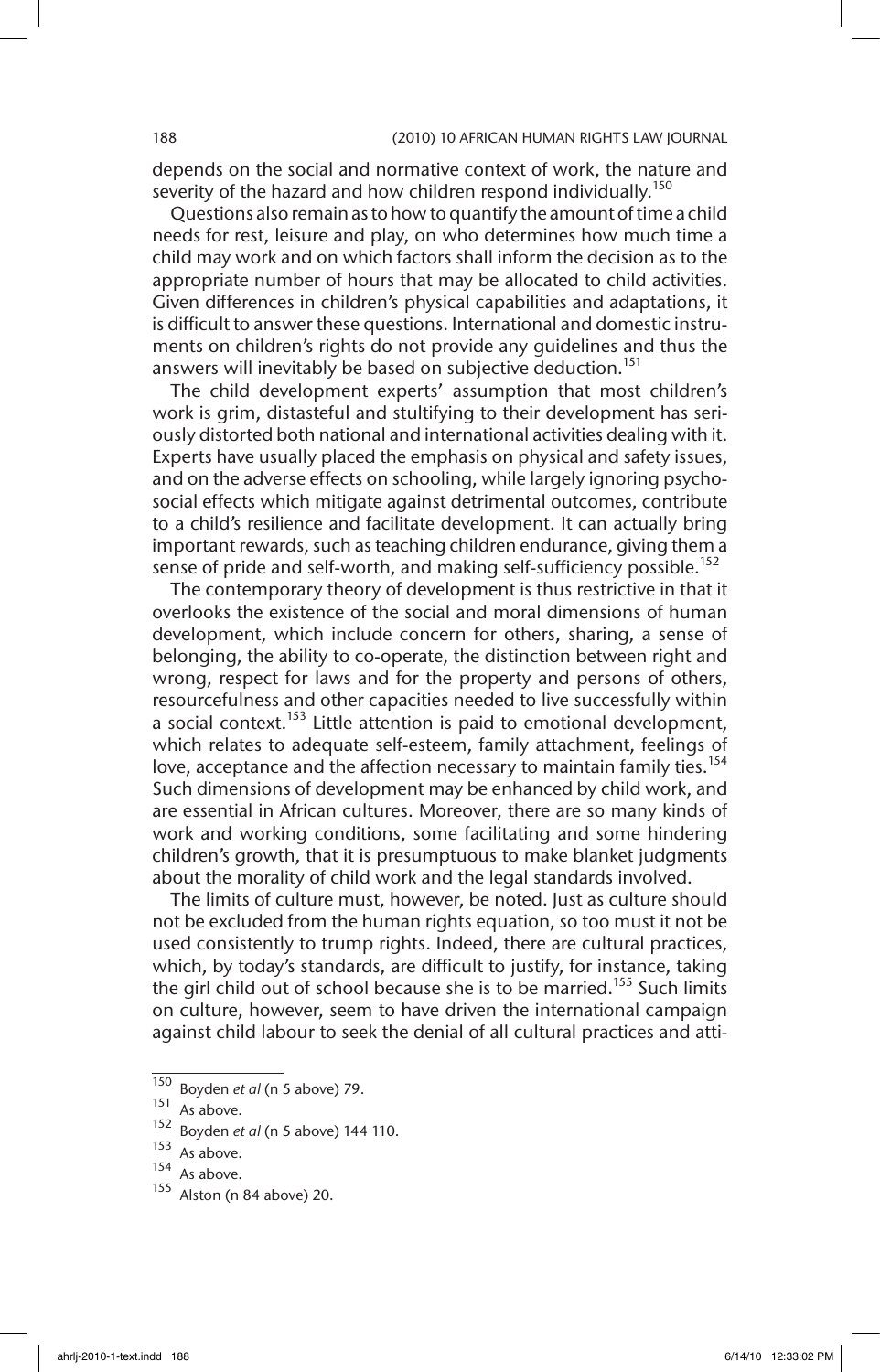depends on the social and normative context of work, the nature and severity of the hazard and how children respond individually.[150]

Questions also remain as to how to quantify the amount of time a child needs for rest, leisure and play, on who determines how much time a child may work and on which factors shall inform the decision as to the appropriate number of hours that may be allocated to child activities. Given differences in children's physical capabilities and adaptations, it is difficult to answer these questions. International and domestic instruments on children's rights do not provide any guidelines and thus the answers will inevitably be based on subjective deduction.[151]

The child development experts' assumption that most children's work is grim, distasteful and stultifying to their development has seriously distorted both national and international activities dealing with it. Experts have usually placed the emphasis on physical and safety issues, and on the adverse effects on schooling, while largely ignoring psychosocial effects which mitigate against detrimental outcomes, contribute to a child's resilience and facilitate development. It can actually bring important rewards, such as teaching children endurance, giving them a sense of pride and self-worth, and making self-sufficiency possible.[152]

The contemporary theory of development is thus restrictive in that it overlooks the existence of the social and moral dimensions of human development, which include concern for others, sharing, a sense of belonging, the ability to co-operate, the distinction between right and wrong, respect for laws and for the property and persons of others, resourcefulness and other capacities needed to live successfully within a social context.[153] Little attention is paid to emotional development, which relates to adequate self-esteem, family attachment, feelings of love, acceptance and the affection necessary to maintain family ties.[154] Such dimensions of development may be enhanced by child work, and are essential in African cultures. Moreover, there are so many kinds of work and working conditions, some facilitating and some hindering children's growth, that it is presumptuous to make blanket judgments about the morality of child work and the legal standards involved.

The limits of culture must, however, be noted. Just as culture should not be excluded from the human rights equation, so too must it not be used consistently to trump rights. Indeed, there are cultural practices, which, by today's standards, are difficult to justify, for instance, taking the girl child out of school because she is to be married.[155] Such limits on culture, however, seem to have driven the international campaign against child labour to seek the denial of all cultural practices and atti-

---

150 Boyden *et al* (n 5 above) 79.

151 As above.

152 Boyden *et al* (n 5 above) 144 110.

153 As above.

154 As above.

155 Alston (n 84 above) 20.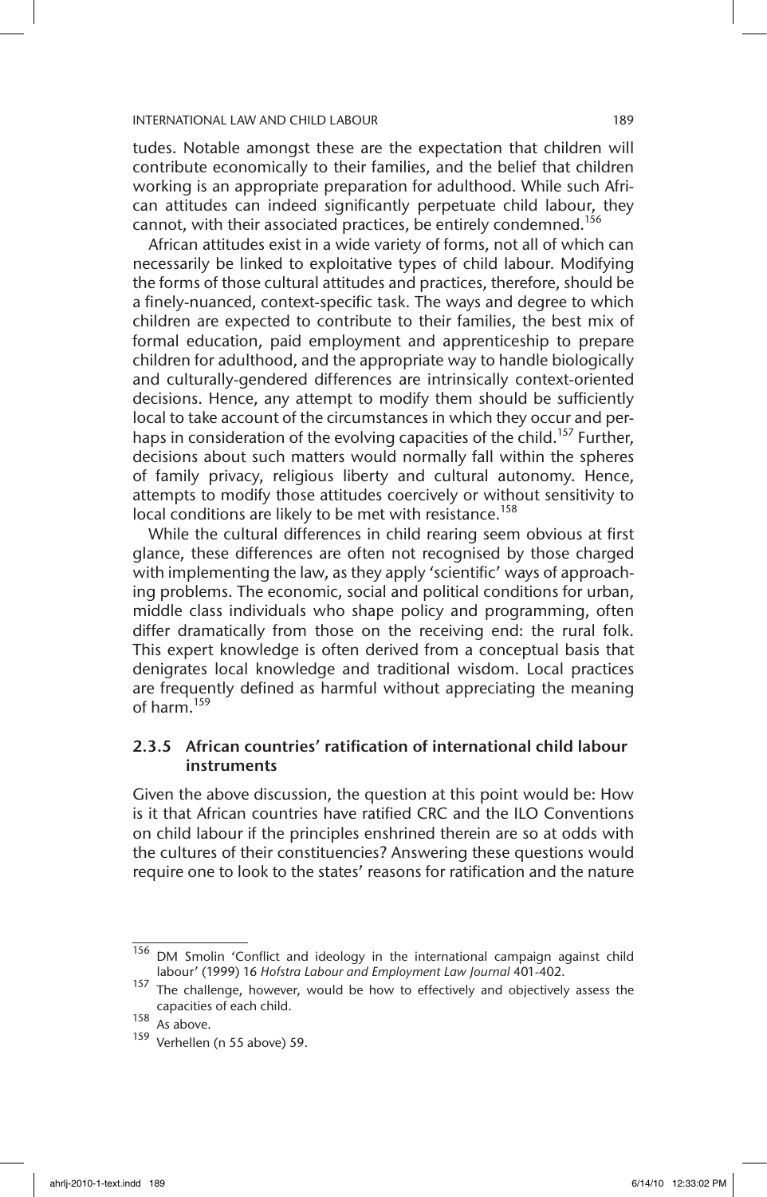tudes. Notable amongst these are the expectation that children will contribute economically to their families, and the belief that children working is an appropriate preparation for adulthood. While such African attitudes can indeed significantly perpetuate child labour, they cannot, with their associated practices, be entirely condemned.[156]

African attitudes exist in a wide variety of forms, not all of which can necessarily be linked to exploitative types of child labour. Modifying the forms of those cultural attitudes and practices, therefore, should be a finely-nuanced, context-specific task. The ways and degree to which children are expected to contribute to their families, the best mix of formal education, paid employment and apprenticeship to prepare children for adulthood, and the appropriate way to handle biologically and culturally-gendered differences are intrinsically context-oriented decisions. Hence, any attempt to modify them should be sufficiently local to take account of the circumstances in which they occur and perhaps in consideration of the evolving capacities of the child.[157] Further, decisions about such matters would normally fall within the spheres of family privacy, religious liberty and cultural autonomy. Hence, attempts to modify those attitudes coercively or without sensitivity to local conditions are likely to be met with resistance.[158]

While the cultural differences in child rearing seem obvious at first glance, these differences are often not recognised by those charged with implementing the law, as they apply 'scientific' ways of approaching problems. The economic, social and political conditions for urban, middle class individuals who shape policy and programming, often differ dramatically from those on the receiving end: the rural folk. This expert knowledge is often derived from a conceptual basis that denigrates local knowledge and traditional wisdom. Local practices are frequently defined as harmful without appreciating the meaning of harm.[159]

### 2.3.5 African countries' ratification of international child labour instruments

Given the above discussion, the question at this point would be: How is it that African countries have ratified CRC and the ILO Conventions on child labour if the principles enshrined therein are so at odds with the cultures of their constituencies? Answering these questions would require one to look to the states' reasons for ratification and the nature

---

156 DM Smolin 'Conflict and ideology in the international campaign against child labour' (1999) 16 *Hofstra Labour and Employment Law Journal* 401-402.

157 The challenge, however, would be how to effectively and objectively assess the capacities of each child.

158 As above.

159 Verhellen (n 55 above) 59.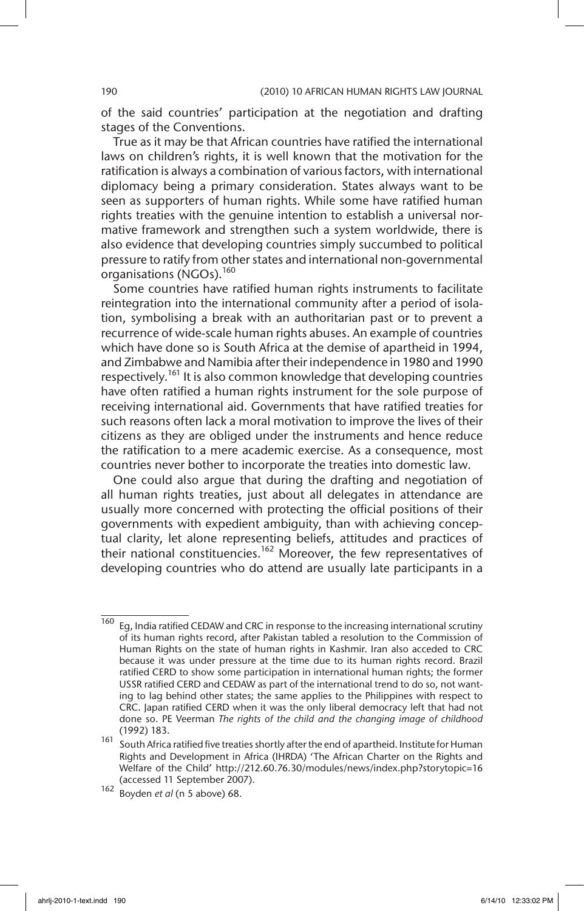of the said countries' participation at the negotiation and drafting stages of the Conventions.

True as it may be that African countries have ratified the international laws on children's rights, it is well known that the motivation for the ratification is always a combination of various factors, with international diplomacy being a primary consideration. States always want to be seen as supporters of human rights. While some have ratified human rights treaties with the genuine intention to establish a universal normative framework and strengthen such a system worldwide, there is also evidence that developing countries simply succumbed to political pressure to ratify from other states and international non-governmental organisations (NGOs).[160]

Some countries have ratified human rights instruments to facilitate reintegration into the international community after a period of isolation, symbolising a break with an authoritarian past or to prevent a recurrence of wide-scale human rights abuses. An example of countries which have done so is South Africa at the demise of apartheid in 1994, and Zimbabwe and Namibia after their independence in 1980 and 1990 respectively.[161] It is also common knowledge that developing countries have often ratified a human rights instrument for the sole purpose of receiving international aid. Governments that have ratified treaties for such reasons often lack a moral motivation to improve the lives of their citizens as they are obliged under the instruments and hence reduce the ratification to a mere academic exercise. As a consequence, most countries never bother to incorporate the treaties into domestic law.

One could also argue that during the drafting and negotiation of all human rights treaties, just about all delegates in attendance are usually more concerned with protecting the official positions of their governments with expedient ambiguity, than with achieving conceptual clarity, let alone representing beliefs, attitudes and practices of their national constituencies.[162] Moreover, the few representatives of developing countries who do attend are usually late participants in a

---

[160] Eg, India ratified CEDAW and CRC in response to the increasing international scrutiny of its human rights record, after Pakistan tabled a resolution to the Commission of Human Rights on the state of human rights in Kashmir. Iran also acceded to CRC because it was under pressure at the time due to its human rights record. Brazil ratified CERD to show some participation in international human rights; the former USSR ratified CERD and CEDAW as part of the international trend to do so, not wanting to lag behind other states; the same applies to the Philippines with respect to CRC. Japan ratified CERD when it was the only liberal democracy left that had not done so. PE Veerman *The rights of the child and the changing image of childhood* (1992) 183.

[161] South Africa ratified five treaties shortly after the end of apartheid. Institute for Human Rights and Development in Africa (IHRDA) 'The African Charter on the Rights and Welfare of the Child' http://212.60.76.30/modules/news/index.php?storytopic=16 (accessed 11 September 2007).

[162] Boyden *et al* (n 5 above) 68.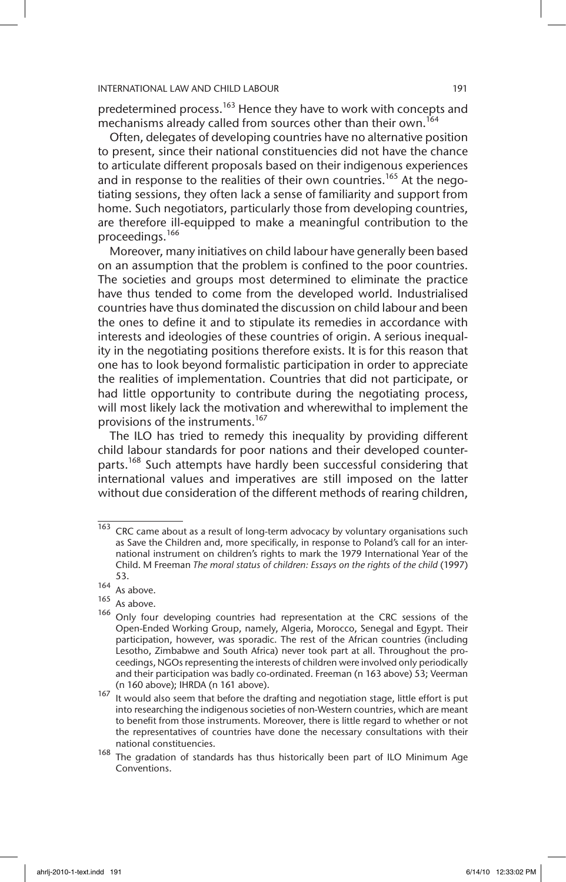predetermined process.[163] Hence they have to work with concepts and mechanisms already called from sources other than their own.[164]

Often, delegates of developing countries have no alternative position to present, since their national constituencies did not have the chance to articulate different proposals based on their indigenous experiences and in response to the realities of their own countries.[165] At the negotiating sessions, they often lack a sense of familiarity and support from home. Such negotiators, particularly those from developing countries, are therefore ill-equipped to make a meaningful contribution to the proceedings.[166]

Moreover, many initiatives on child labour have generally been based on an assumption that the problem is confined to the poor countries. The societies and groups most determined to eliminate the practice have thus tended to come from the developed world. Industrialised countries have thus dominated the discussion on child labour and been the ones to define it and to stipulate its remedies in accordance with interests and ideologies of these countries of origin. A serious inequality in the negotiating positions therefore exists. It is for this reason that one has to look beyond formalistic participation in order to appreciate the realities of implementation. Countries that did not participate, or had little opportunity to contribute during the negotiating process, will most likely lack the motivation and wherewithal to implement the provisions of the instruments.[167]

The ILO has tried to remedy this inequality by providing different child labour standards for poor nations and their developed counterparts.[168] Such attempts have hardly been successful considering that international values and imperatives are still imposed on the latter without due consideration of the different methods of rearing children,

---

163 CRC came about as a result of long-term advocacy by voluntary organisations such as Save the Children and, more specifically, in response to Poland's call for an international instrument on children's rights to mark the 1979 International Year of the Child. M Freeman *The moral status of children: Essays on the rights of the child* (1997) 53.

164 As above.

165 As above.

166 Only four developing countries had representation at the CRC sessions of the Open-Ended Working Group, namely, Algeria, Morocco, Senegal and Egypt. Their participation, however, was sporadic. The rest of the African countries (including Lesotho, Zimbabwe and South Africa) never took part at all. Throughout the proceedings, NGOs representing the interests of children were involved only periodically and their participation was badly co-ordinated. Freeman (n 163 above) 53; Veerman (n 160 above); IHRDA (n 161 above).

167 It would also seem that before the drafting and negotiation stage, little effort is put into researching the indigenous societies of non-Western countries, which are meant to benefit from those instruments. Moreover, there is little regard to whether or not the representatives of countries have done the necessary consultations with their national constituencies.

168 The gradation of standards has thus historically been part of ILO Minimum Age Conventions.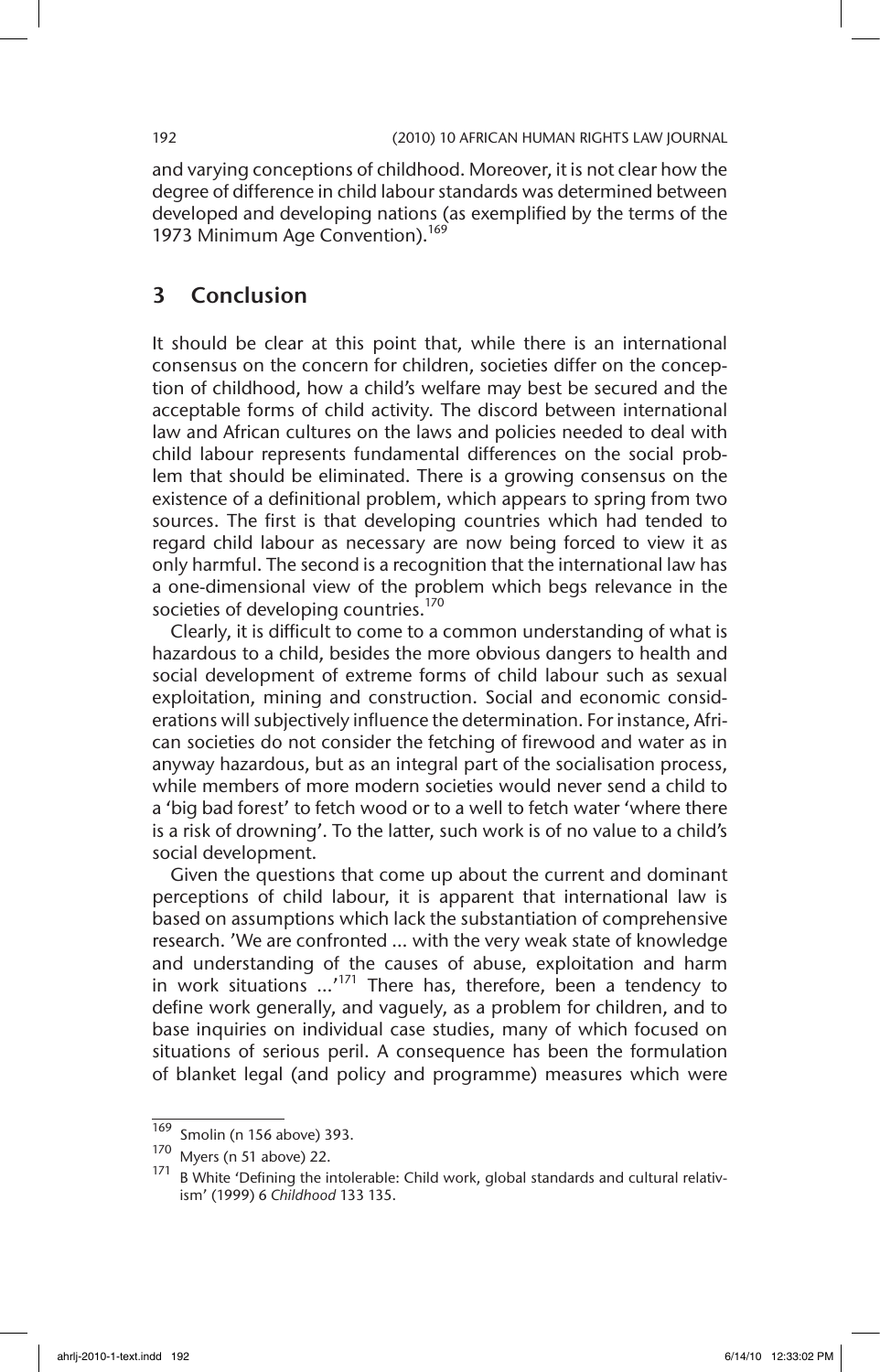and varying conceptions of childhood. Moreover, it is not clear how the degree of difference in child labour standards was determined between developed and developing nations (as exemplified by the terms of the 1973 Minimum Age Convention).[169]

## 3 Conclusion

It should be clear at this point that, while there is an international consensus on the concern for children, societies differ on the conception of childhood, how a child's welfare may best be secured and the acceptable forms of child activity. The discord between international law and African cultures on the laws and policies needed to deal with child labour represents fundamental differences on the social problem that should be eliminated. There is a growing consensus on the existence of a definitional problem, which appears to spring from two sources. The first is that developing countries which had tended to regard child labour as necessary are now being forced to view it as only harmful. The second is a recognition that the international law has a one-dimensional view of the problem which begs relevance in the societies of developing countries.[170]

Clearly, it is difficult to come to a common understanding of what is hazardous to a child, besides the more obvious dangers to health and social development of extreme forms of child labour such as sexual exploitation, mining and construction. Social and economic considerations will subjectively influence the determination. For instance, African societies do not consider the fetching of firewood and water as in anyway hazardous, but as an integral part of the socialisation process, while members of more modern societies would never send a child to a 'big bad forest' to fetch wood or to a well to fetch water 'where there is a risk of drowning'. To the latter, such work is of no value to a child's social development.

Given the questions that come up about the current and dominant perceptions of child labour, it is apparent that international law is based on assumptions which lack the substantiation of comprehensive research. 'We are confronted ... with the very weak state of knowledge and understanding of the causes of abuse, exploitation and harm in work situations ...'[171] There has, therefore, been a tendency to define work generally, and vaguely, as a problem for children, and to base inquiries on individual case studies, many of which focused on situations of serious peril. A consequence has been the formulation of blanket legal (and policy and programme) measures which were

---

169 Smolin (n 156 above) 393.

170 Myers (n 51 above) 22.

171 B White 'Defining the intolerable: Child work, global standards and cultural relativism' (1999) 6 *Childhood* 133 135.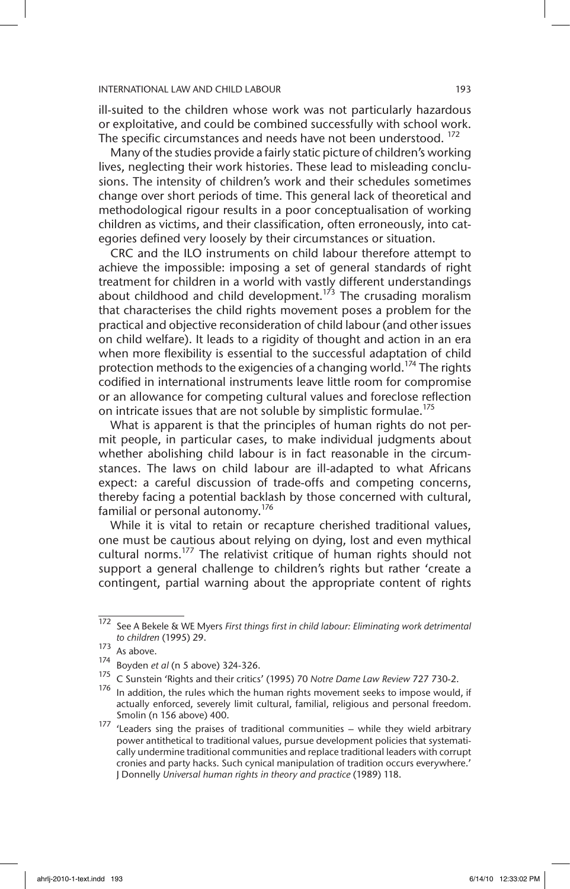ill-suited to the children whose work was not particularly hazardous or exploitative, and could be combined successfully with school work. The specific circumstances and needs have not been understood. [172]

Many of the studies provide a fairly static picture of children's working lives, neglecting their work histories. These lead to misleading conclusions. The intensity of children's work and their schedules sometimes change over short periods of time. This general lack of theoretical and methodological rigour results in a poor conceptualisation of working children as victims, and their classification, often erroneously, into categories defined very loosely by their circumstances or situation.

CRC and the ILO instruments on child labour therefore attempt to achieve the impossible: imposing a set of general standards of right treatment for children in a world with vastly different understandings about childhood and child development.[173] The crusading moralism that characterises the child rights movement poses a problem for the practical and objective reconsideration of child labour (and other issues on child welfare). It leads to a rigidity of thought and action in an era when more flexibility is essential to the successful adaptation of child protection methods to the exigencies of a changing world.[174] The rights codified in international instruments leave little room for compromise or an allowance for competing cultural values and foreclose reflection on intricate issues that are not soluble by simplistic formulae.[175]

What is apparent is that the principles of human rights do not permit people, in particular cases, to make individual judgments about whether abolishing child labour is in fact reasonable in the circumstances. The laws on child labour are ill-adapted to what Africans expect: a careful discussion of trade-offs and competing concerns, thereby facing a potential backlash by those concerned with cultural, familial or personal autonomy.[176]

While it is vital to retain or recapture cherished traditional values, one must be cautious about relying on dying, lost and even mythical cultural norms.[177] The relativist critique of human rights should not support a general challenge to children's rights but rather 'create a contingent, partial warning about the appropriate content of rights

---

[172] See A Bekele & WE Myers *First things first in child labour: Eliminating work detrimental to children* (1995) 29.

[173] As above.

[174] Boyden *et al* (n 5 above) 324-326.

[175] C Sunstein 'Rights and their critics' (1995) 70 *Notre Dame Law Review* 727 730-2.

[176] In addition, the rules which the human rights movement seeks to impose would, if actually enforced, severely limit cultural, familial, religious and personal freedom. Smolin (n 156 above) 400.

[177] 'Leaders sing the praises of traditional communities – while they wield arbitrary power antithetical to traditional values, pursue development policies that systematically undermine traditional communities and replace traditional leaders with corrupt cronies and party hacks. Such cynical manipulation of tradition occurs everywhere.' J Donnelly *Universal human rights in theory and practice* (1989) 118.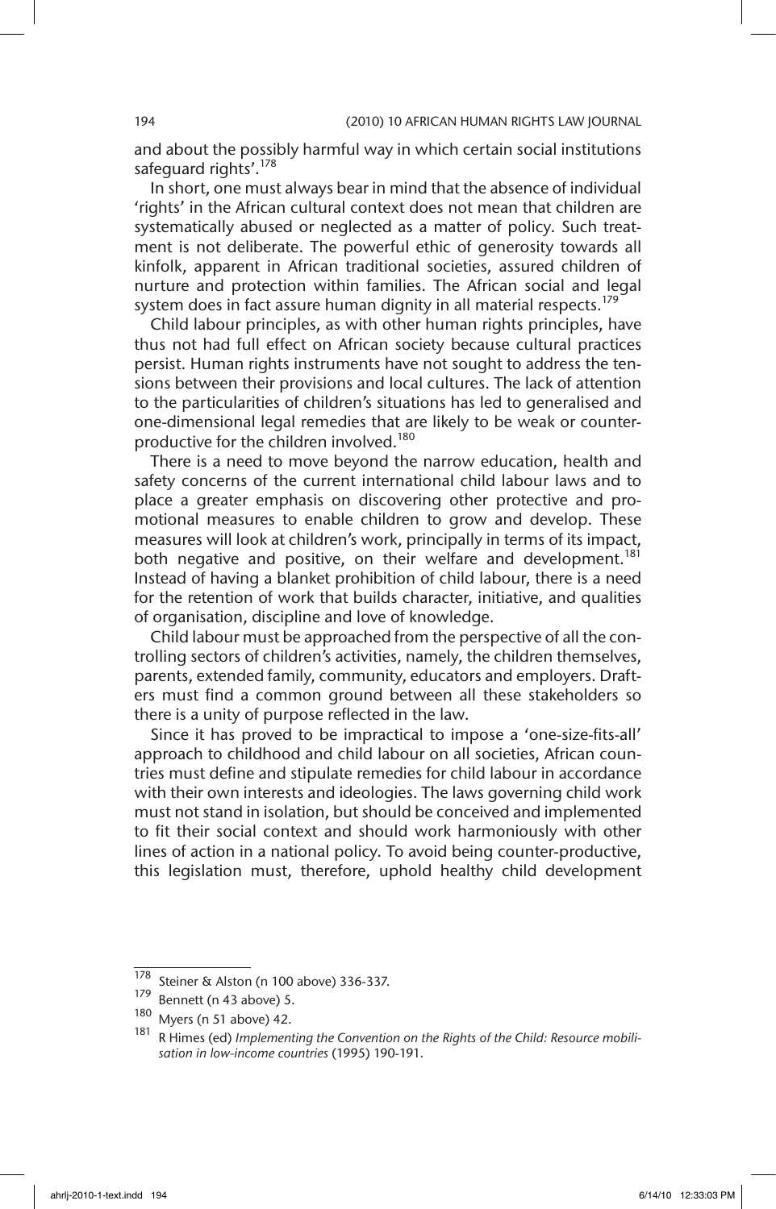and about the possibly harmful way in which certain social institutions safeguard rights'.[178]

In short, one must always bear in mind that the absence of individual 'rights' in the African cultural context does not mean that children are systematically abused or neglected as a matter of policy. Such treatment is not deliberate. The powerful ethic of generosity towards all kinfolk, apparent in African traditional societies, assured children of nurture and protection within families. The African social and legal system does in fact assure human dignity in all material respects.[179]

Child labour principles, as with other human rights principles, have thus not had full effect on African society because cultural practices persist. Human rights instruments have not sought to address the tensions between their provisions and local cultures. The lack of attention to the particularities of children's situations has led to generalised and one-dimensional legal remedies that are likely to be weak or counterproductive for the children involved.[180]

There is a need to move beyond the narrow education, health and safety concerns of the current international child labour laws and to place a greater emphasis on discovering other protective and promotional measures to enable children to grow and develop. These measures will look at children's work, principally in terms of its impact, both negative and positive, on their welfare and development.[181] Instead of having a blanket prohibition of child labour, there is a need for the retention of work that builds character, initiative, and qualities of organisation, discipline and love of knowledge.

Child labour must be approached from the perspective of all the controlling sectors of children's activities, namely, the children themselves, parents, extended family, community, educators and employers. Drafters must find a common ground between all these stakeholders so there is a unity of purpose reflected in the law.

Since it has proved to be impractical to impose a 'one-size-fits-all' approach to childhood and child labour on all societies, African countries must define and stipulate remedies for child labour in accordance with their own interests and ideologies. The laws governing child work must not stand in isolation, but should be conceived and implemented to fit their social context and should work harmoniously with other lines of action in a national policy. To avoid being counter-productive, this legislation must, therefore, uphold healthy child development

---

[178] Steiner & Alston (n 100 above) 336-337.

[179] Bennett (n 43 above) 5.

[180] Myers (n 51 above) 42.

[181] R Himes (ed) *Implementing the Convention on the Rights of the Child: Resource mobilisation in low-income countries* (1995) 190-191.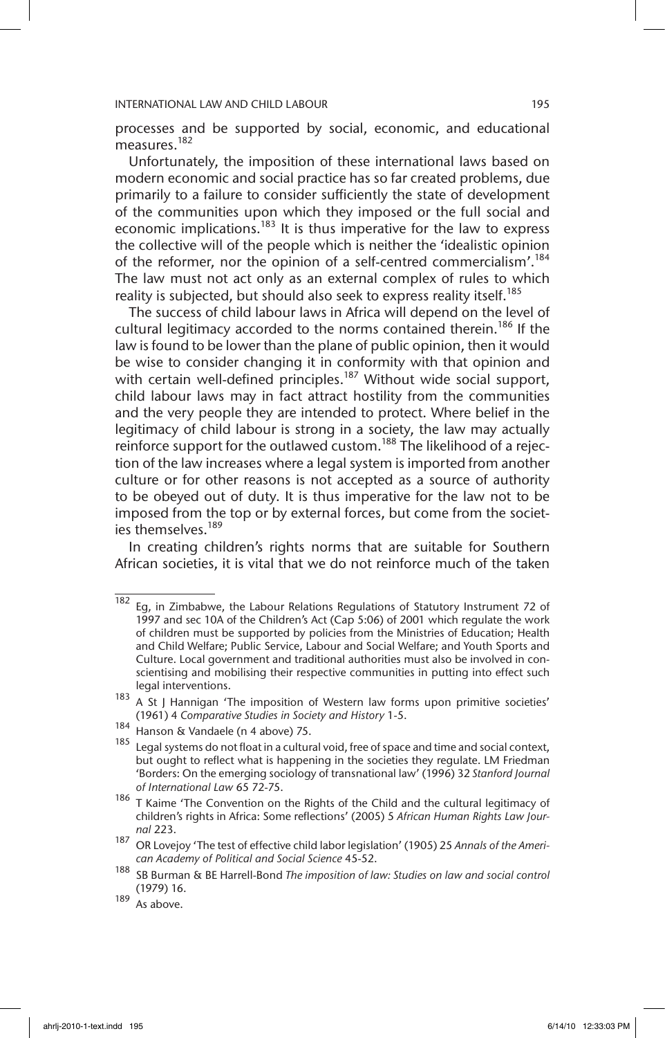processes and be supported by social, economic, and educational measures.[182]

Unfortunately, the imposition of these international laws based on modern economic and social practice has so far created problems, due primarily to a failure to consider sufficiently the state of development of the communities upon which they imposed or the full social and economic implications.[183] It is thus imperative for the law to express the collective will of the people which is neither the 'idealistic opinion of the reformer, nor the opinion of a self-centred commercialism'.[184] The law must not act only as an external complex of rules to which reality is subjected, but should also seek to express reality itself.[185]

The success of child labour laws in Africa will depend on the level of cultural legitimacy accorded to the norms contained therein.[186] If the law is found to be lower than the plane of public opinion, then it would be wise to consider changing it in conformity with that opinion and with certain well-defined principles.[187] Without wide social support, child labour laws may in fact attract hostility from the communities and the very people they are intended to protect. Where belief in the legitimacy of child labour is strong in a society, the law may actually reinforce support for the outlawed custom.[188] The likelihood of a rejection of the law increases where a legal system is imported from another culture or for other reasons is not accepted as a source of authority to be obeyed out of duty. It is thus imperative for the law not to be imposed from the top or by external forces, but come from the societies themselves.[189]

In creating children's rights norms that are suitable for Southern African societies, it is vital that we do not reinforce much of the taken

---

182 Eg, in Zimbabwe, the Labour Relations Regulations of Statutory Instrument 72 of 1997 and sec 10A of the Children's Act (Cap 5:06) of 2001 which regulate the work of children must be supported by policies from the Ministries of Education; Health and Child Welfare; Public Service, Labour and Social Welfare; and Youth Sports and Culture. Local government and traditional authorities must also be involved in conscientising and mobilising their respective communities in putting into effect such legal interventions.

183 A St J Hannigan 'The imposition of Western law forms upon primitive societies' (1961) 4 *Comparative Studies in Society and History* 1-5.

184 Hanson & Vandaele (n 4 above) 75.

185 Legal systems do not float in a cultural void, free of space and time and social context, but ought to reflect what is happening in the societies they regulate. LM Friedman 'Borders: On the emerging sociology of transnational law' (1996) 32 *Stanford Journal of International Law* 65 72-75.

186 T Kaime 'The Convention on the Rights of the Child and the cultural legitimacy of children's rights in Africa: Some reflections' (2005) 5 *African Human Rights Law Journal* 223.

187 OR Lovejoy 'The test of effective child labor legislation' (1905) 25 *Annals of the American Academy of Political and Social Science* 45-52.

188 SB Burman & BE Harrell-Bond *The imposition of law: Studies on law and social control* (1979) 16.

189 As above.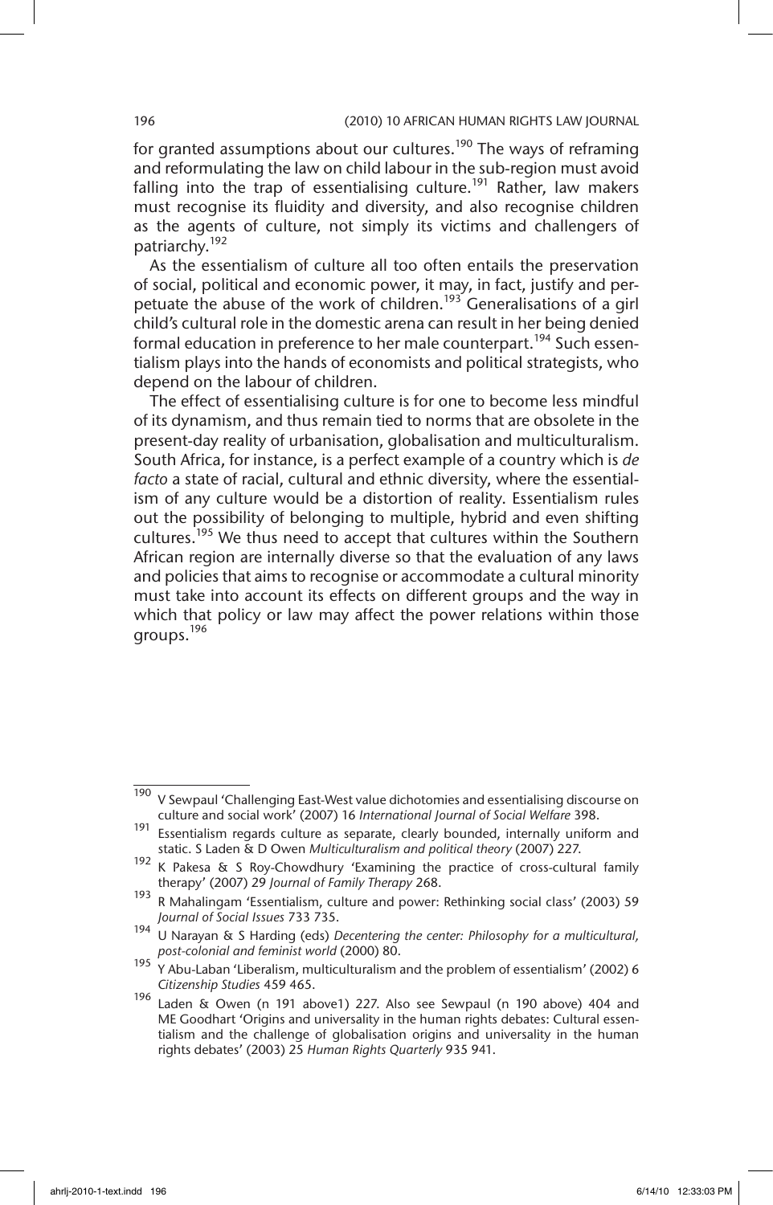for granted assumptions about our cultures.[190] The ways of reframing and reformulating the law on child labour in the sub-region must avoid falling into the trap of essentialising culture.[191] Rather, law makers must recognise its fluidity and diversity, and also recognise children as the agents of culture, not simply its victims and challengers of patriarchy.[192]

As the essentialism of culture all too often entails the preservation of social, political and economic power, it may, in fact, justify and perpetuate the abuse of the work of children.[193] Generalisations of a girl child's cultural role in the domestic arena can result in her being denied formal education in preference to her male counterpart.[194] Such essentialism plays into the hands of economists and political strategists, who depend on the labour of children.

The effect of essentialising culture is for one to become less mindful of its dynamism, and thus remain tied to norms that are obsolete in the present-day reality of urbanisation, globalisation and multiculturalism. South Africa, for instance, is a perfect example of a country which is *de facto* a state of racial, cultural and ethnic diversity, where the essentialism of any culture would be a distortion of reality. Essentialism rules out the possibility of belonging to multiple, hybrid and even shifting cultures.[195] We thus need to accept that cultures within the Southern African region are internally diverse so that the evaluation of any laws and policies that aims to recognise or accommodate a cultural minority must take into account its effects on different groups and the way in which that policy or law may affect the power relations within those groups.[196]

---

[190] V Sewpaul 'Challenging East-West value dichotomies and essentialising discourse on culture and social work' (2007) 16 *International Journal of Social Welfare* 398.

[191] Essentialism regards culture as separate, clearly bounded, internally uniform and static. S Laden & D Owen *Multiculturalism and political theory* (2007) 227.

[192] K Pakesa & S Roy-Chowdhury 'Examining the practice of cross-cultural family therapy' (2007) 29 *Journal of Family Therapy* 268.

[193] R Mahalingam 'Essentialism, culture and power: Rethinking social class' (2003) 59 *Journal of Social Issues* 733 735.

[194] U Narayan & S Harding (eds) *Decentering the center: Philosophy for a multicultural, post-colonial and feminist world* (2000) 80.

[195] Y Abu-Laban 'Liberalism, multiculturalism and the problem of essentialism' (2002) 6 *Citizenship Studies* 459 465.

[196] Laden & Owen (n 191 above1) 227. Also see Sewpaul (n 190 above) 404 and ME Goodhart 'Origins and universality in the human rights debates: Cultural essentialism and the challenge of globalisation origins and universality in the human rights debates' (2003) 25 *Human Rights Quarterly* 935 941.